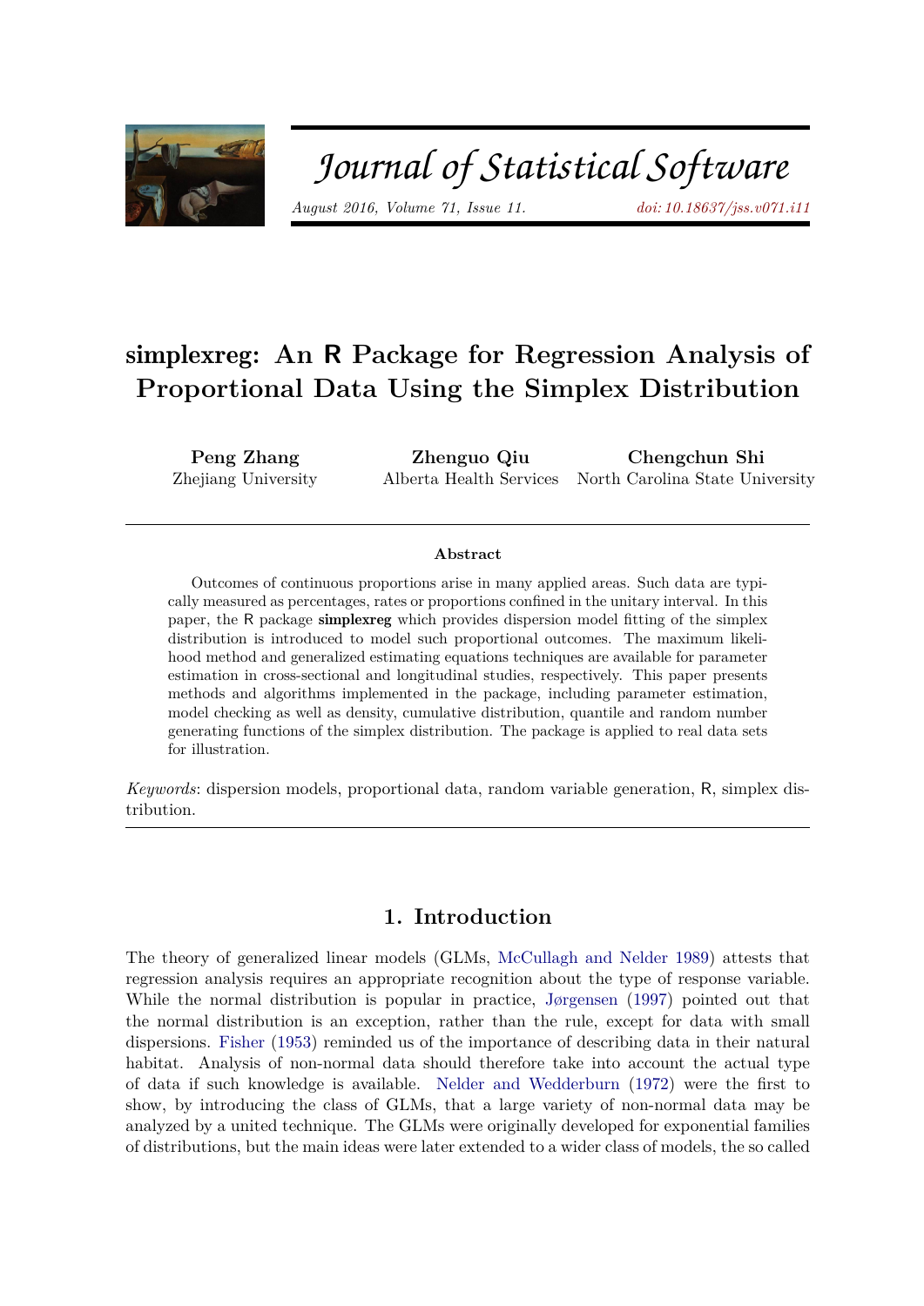# Journal of Statistical Software

*August 2016, Volume 71, Issue 11.* *doi: 10.18637/jss.v071.i11*

## simplexreg: An R Package for Regression Analysis of Proportional Data Using the Simplex Distribution

**Peng Zhang**
Zhejiang University

**Zhenguo Qiu**
Alberta Health Services

**Chengchun Shi**
North Carolina State University

### Abstract

Outcomes of continuous proportions arise in many applied areas. Such data are typically measured as percentages, rates or proportions confined in the unitary interval. In this paper, the R package **simplexreg** which provides dispersion model fitting of the simplex distribution is introduced to model such proportional outcomes. The maximum likelihood method and generalized estimating equations techniques are available for parameter estimation in cross-sectional and longitudinal studies, respectively. This paper presents methods and algorithms implemented in the package, including parameter estimation, model checking as well as density, cumulative distribution, quantile and random number generating functions of the simplex distribution. The package is applied to real data sets for illustration.

*Keywords*: dispersion models, proportional data, random variable generation, R, simplex distribution.

## 1. Introduction

The theory of generalized linear models (GLMs, McCullagh and Nelder 1989) attests that regression analysis requires an appropriate recognition about the type of response variable. While the normal distribution is popular in practice, Jørgensen (1997) pointed out that the normal distribution is an exception, rather than the rule, except for data with small dispersions. Fisher (1953) reminded us of the importance of describing data in their natural habitat. Analysis of non-normal data should therefore take into account the actual type of data if such knowledge is available. Nelder and Wedderburn (1972) were the first to show, by introducing the class of GLMs, that a large variety of non-normal data may be analyzed by a united technique. The GLMs were originally developed for exponential families of distributions, but the main ideas were later extended to a wider class of models, the so called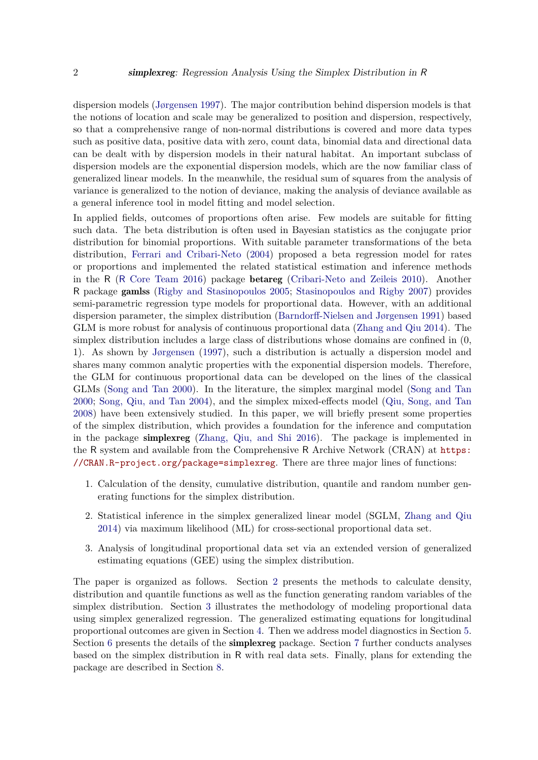dispersion models (Jørgensen 1997). The major contribution behind dispersion models is that the notions of location and scale may be generalized to position and dispersion, respectively, so that a comprehensive range of non-normal distributions is covered and more data types such as positive data, positive data with zero, count data, binomial data and directional data can be dealt with by dispersion models in their natural habitat. An important subclass of dispersion models are the exponential dispersion models, which are the now familiar class of generalized linear models. In the meanwhile, the residual sum of squares from the analysis of variance is generalized to the notion of deviance, making the analysis of deviance available as a general inference tool in model fitting and model selection.

In applied fields, outcomes of proportions often arise. Few models are suitable for fitting such data. The beta distribution is often used in Bayesian statistics as the conjugate prior distribution for binomial proportions. With suitable parameter transformations of the beta distribution, Ferrari and Cribari-Neto (2004) proposed a beta regression model for rates or proportions and implemented the related statistical estimation and inference methods in the R (R Core Team 2016) package **betareg** (Cribari-Neto and Zeileis 2010). Another R package **gamlss** (Rigby and Stasinopoulos 2005; Stasinopoulos and Rigby 2007) provides semi-parametric regression type models for proportional data. However, with an additional dispersion parameter, the simplex distribution (Barndorff-Nielsen and Jørgensen 1991) based GLM is more robust for analysis of continuous proportional data (Zhang and Qiu 2014). The simplex distribution includes a large class of distributions whose domains are confined in (0, 1). As shown by Jørgensen (1997), such a distribution is actually a dispersion model and shares many common analytic properties with the exponential dispersion models. Therefore, the GLM for continuous proportional data can be developed on the lines of the classical GLMs (Song and Tan 2000). In the literature, the simplex marginal model (Song and Tan 2000; Song, Qiu, and Tan 2004), and the simplex mixed-effects model (Qiu, Song, and Tan 2008) have been extensively studied. In this paper, we will briefly present some properties of the simplex distribution, which provides a foundation for the inference and computation in the package **simplexreg** (Zhang, Qiu, and Shi 2016). The package is implemented in the R system and available from the Comprehensive R Archive Network (CRAN) at `https://CRAN.R-project.org/package=simplexreg`. There are three major lines of functions:

1. Calculation of the density, cumulative distribution, quantile and random number generating functions for the simplex distribution.
2. Statistical inference in the simplex generalized linear model (SGLM, Zhang and Qiu 2014) via maximum likelihood (ML) for cross-sectional proportional data set.
3. Analysis of longitudinal proportional data set via an extended version of generalized estimating equations (GEE) using the simplex distribution.

The paper is organized as follows. Section 2 presents the methods to calculate density, distribution and quantile functions as well as the function generating random variables of the simplex distribution. Section 3 illustrates the methodology of modeling proportional data using simplex generalized regression. The generalized estimating equations for longitudinal proportional outcomes are given in Section 4. Then we address model diagnostics in Section 5. Section 6 presents the details of the **simplexreg** package. Section 7 further conducts analyses based on the simplex distribution in R with real data sets. Finally, plans for extending the package are described in Section 8.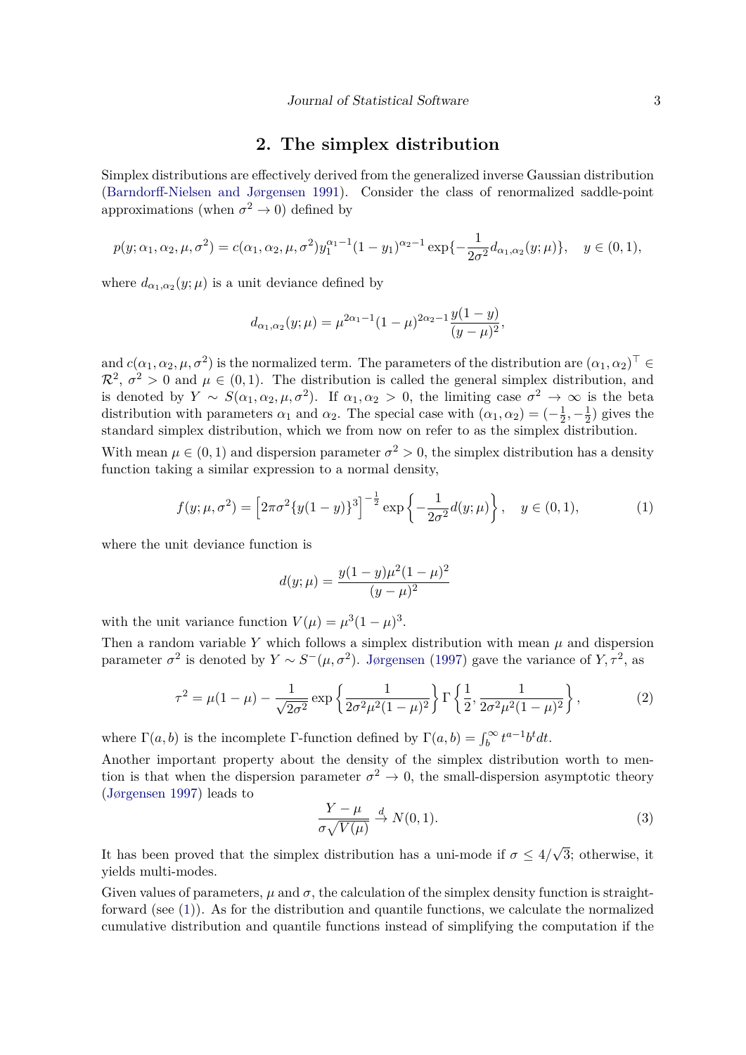## 2. The simplex distribution

Simplex distributions are effectively derived from the generalized inverse Gaussian distribution (Barndorff-Nielsen and Jørgensen 1991). Consider the class of renormalized saddle-point approximations (when $\sigma^2 \to 0$) defined by

$$p(y; \alpha_1, \alpha_2, \mu, \sigma^2) = c(\alpha_1, \alpha_2, \mu, \sigma^2) y_1^{\alpha_1 - 1}(1 - y_1)^{\alpha_2 - 1} \exp\{-\frac{1}{2\sigma^2} d_{\alpha_1, \alpha_2}(y; \mu)\}, \quad y \in (0, 1),$$

where $d_{\alpha_1,\alpha_2}(y; \mu)$ is a unit deviance defined by

$$d_{\alpha_1,\alpha_2}(y; \mu) = \mu^{2\alpha_1 - 1}(1 - \mu)^{2\alpha_2 - 1} \frac{y(1 - y)}{(y - \mu)^2},$$

and $c(\alpha_1, \alpha_2, \mu, \sigma^2)$ is the normalized term. The parameters of the distribution are $(\alpha_1, \alpha_2)^\top \in \mathcal{R}^2$, $\sigma^2 > 0$ and $\mu \in (0, 1)$. The distribution is called the general simplex distribution, and is denoted by $Y \sim S(\alpha_1, \alpha_2, \mu, \sigma^2)$. If $\alpha_1, \alpha_2 > 0$, the limiting case $\sigma^2 \to \infty$ is the beta distribution with parameters $\alpha_1$ and $\alpha_2$. The special case with $(\alpha_1, \alpha_2) = (-\frac{1}{2}, -\frac{1}{2})$ gives the standard simplex distribution, which we from now on refer to as the simplex distribution.

With mean $\mu \in (0, 1)$ and dispersion parameter $\sigma^2 > 0$, the simplex distribution has a density function taking a similar expression to a normal density,

$$f(y; \mu, \sigma^2) = \left[2\pi\sigma^2\{y(1 - y)\}^3\right]^{-\frac{1}{2}} \exp\left\{-\frac{1}{2\sigma^2} d(y; \mu)\right\}, \quad y \in (0, 1), \tag{1}$$

where the unit deviance function is

$$d(y; \mu) = \frac{y(1 - y)\mu^2(1 - \mu)^2}{(y - \mu)^2}$$

with the unit variance function $V(\mu) = \mu^3(1 - \mu)^3$.

Then a random variable $Y$ which follows a simplex distribution with mean $\mu$ and dispersion parameter $\sigma^2$ is denoted by $Y \sim S^-(\mu, \sigma^2)$. Jørgensen (1997) gave the variance of $Y, \tau^2$, as

$$\tau^2 = \mu(1 - \mu) - \frac{1}{\sqrt{2\sigma^2}} \exp\left\{\frac{1}{2\sigma^2\mu^2(1 - \mu)^2}\right\} \Gamma\left\{\frac{1}{2}, \frac{1}{2\sigma^2\mu^2(1 - \mu)^2}\right\}, \tag{2}$$

where $\Gamma(a, b)$ is the incomplete $\Gamma$-function defined by $\Gamma(a, b) = \int_b^\infty t^{a-1} b^t dt$.

Another important property about the density of the simplex distribution worth to mention is that when the dispersion parameter $\sigma^2 \to 0$, the small-dispersion asymptotic theory (Jørgensen 1997) leads to

$$\frac{Y - \mu}{\sigma\sqrt{V(\mu)}} \xrightarrow{d} N(0, 1). \tag{3}$$

It has been proved that the simplex distribution has a uni-mode if $\sigma \leq 4/\sqrt{3}$; otherwise, it yields multi-modes.

Given values of parameters, $\mu$ and $\sigma$, the calculation of the simplex density function is straightforward (see (1)). As for the distribution and quantile functions, we calculate the normalized cumulative distribution and quantile functions instead of simplifying the computation if the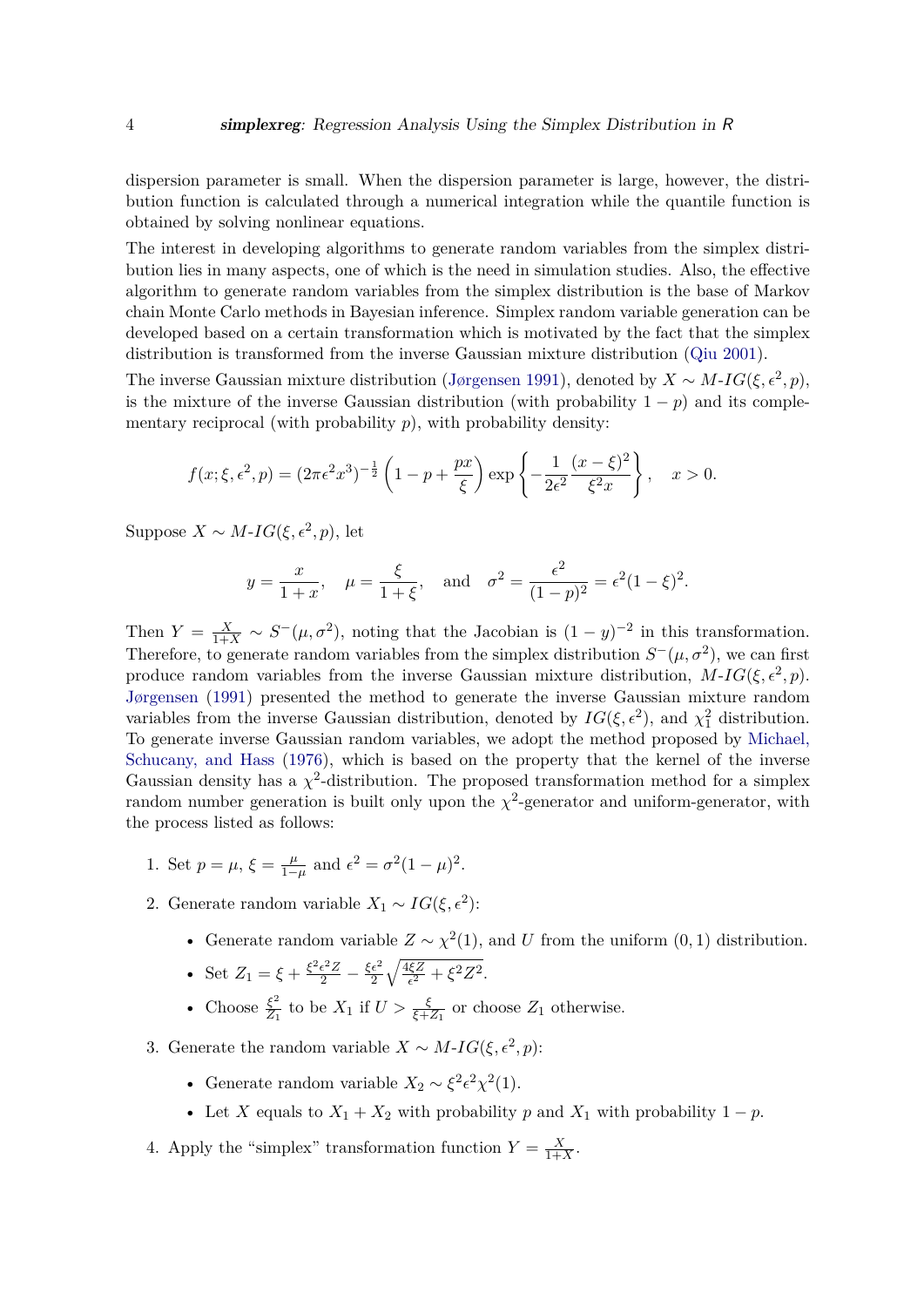dispersion parameter is small. When the dispersion parameter is large, however, the distribution function is calculated through a numerical integration while the quantile function is obtained by solving nonlinear equations.

The interest in developing algorithms to generate random variables from the simplex distribution lies in many aspects, one of which is the need in simulation studies. Also, the effective algorithm to generate random variables from the simplex distribution is the base of Markov chain Monte Carlo methods in Bayesian inference. Simplex random variable generation can be developed based on a certain transformation which is motivated by the fact that the simplex distribution is transformed from the inverse Gaussian mixture distribution (Qiu 2001).

The inverse Gaussian mixture distribution (Jørgensen 1991), denoted by $X \sim M\text{-}IG(\xi, \epsilon^2, p)$, is the mixture of the inverse Gaussian distribution (with probability $1-p$) and its complementary reciprocal (with probability $p$), with probability density:

$$f(x; \xi, \epsilon^2, p) = (2\pi\epsilon^2 x^3)^{-\frac{1}{2}} \left(1 - p + \frac{px}{\xi}\right) \exp\left\{-\frac{1}{2\epsilon^2}\frac{(x-\xi)^2}{\xi^2 x}\right\}, \quad x > 0.$$

Suppose $X \sim M\text{-}IG(\xi, \epsilon^2, p)$, let

$$y = \frac{x}{1+x}, \quad \mu = \frac{\xi}{1+\xi}, \quad \text{and} \quad \sigma^2 = \frac{\epsilon^2}{(1-p)^2} = \epsilon^2(1-\xi)^2.$$

Then $Y = \frac{X}{1+X} \sim S^-(\mu, \sigma^2)$, noting that the Jacobian is $(1-y)^{-2}$ in this transformation. Therefore, to generate random variables from the simplex distribution $S^-(\mu, \sigma^2)$, we can first produce random variables from the inverse Gaussian mixture distribution, $M\text{-}IG(\xi, \epsilon^2, p)$. Jørgensen (1991) presented the method to generate the inverse Gaussian mixture random variables from the inverse Gaussian distribution, denoted by $IG(\xi, \epsilon^2)$, and $\chi^2_1$ distribution. To generate inverse Gaussian random variables, we adopt the method proposed by Michael, Schucany, and Hass (1976), which is based on the property that the kernel of the inverse Gaussian density has a $\chi^2$-distribution. The proposed transformation method for a simplex random number generation is built only upon the $\chi^2$-generator and uniform-generator, with the process listed as follows:

1. Set $p = \mu$, $\xi = \frac{\mu}{1-\mu}$ and $\epsilon^2 = \sigma^2(1-\mu)^2$.
2. Generate random variable $X_1 \sim IG(\xi, \epsilon^2)$:
   - Generate random variable $Z \sim \chi^2(1)$, and $U$ from the uniform $(0, 1)$ distribution.
   - Set $Z_1 = \xi + \frac{\xi^2\epsilon^2 Z}{2} - \frac{\xi\epsilon^2}{2}\sqrt{\frac{4\xi Z}{\epsilon^2} + \xi^2 Z^2}$.
   - Choose $\frac{\xi^2}{Z_1}$ to be $X_1$ if $U > \frac{\xi}{\xi + Z_1}$ or choose $Z_1$ otherwise.
3. Generate the random variable $X \sim M\text{-}IG(\xi, \epsilon^2, p)$:
   - Generate random variable $X_2 \sim \xi^2\epsilon^2\chi^2(1)$.
   - Let $X$ equals to $X_1 + X_2$ with probability $p$ and $X_1$ with probability $1-p$.
4. Apply the "simplex" transformation function $Y = \frac{X}{1+X}$.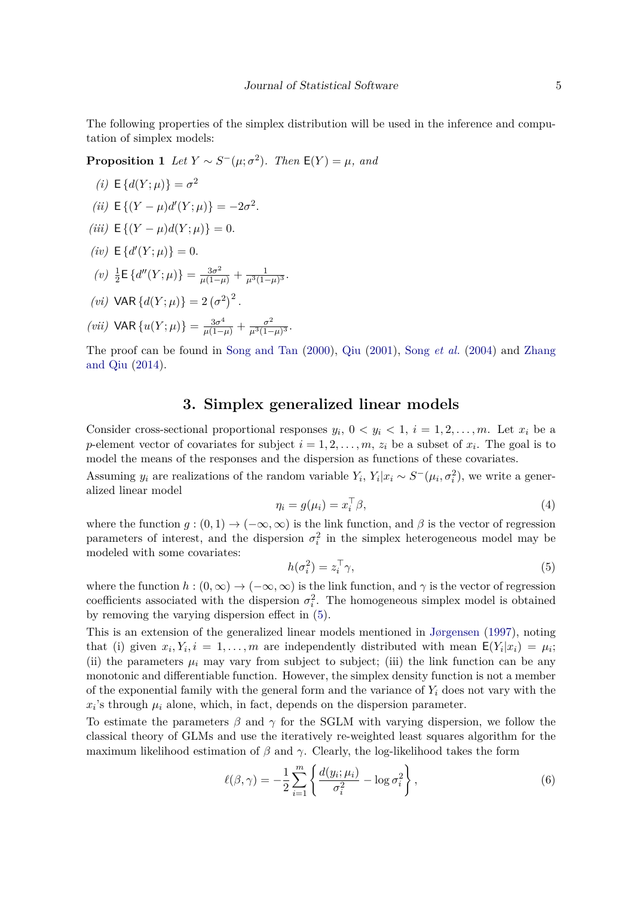The following properties of the simplex distribution will be used in the inference and computation of simplex models:

**Proposition 1** *Let $Y \sim S^-(\mu; \sigma^2)$. Then $\mathsf{E}(Y) = \mu$, and*

*(i)* $\mathsf{E}\{d(Y;\mu)\} = \sigma^2$

*(ii)* $\mathsf{E}\{(Y-\mu)d'(Y;\mu)\} = -2\sigma^2$.

*(iii)* $\mathsf{E}\{(Y-\mu)d(Y;\mu)\} = 0$.

*(iv)* $\mathsf{E}\{d'(Y;\mu)\} = 0$.

*(v)* $\frac{1}{2}\mathsf{E}\{d''(Y;\mu)\} = \frac{3\sigma^2}{\mu(1-\mu)} + \frac{1}{\mu^3(1-\mu)^3}$.

*(vi)* $\mathsf{VAR}\{d(Y;\mu)\} = 2\left(\sigma^2\right)^2$.

*(vii)* $\mathsf{VAR}\{u(Y;\mu)\} = \frac{3\sigma^4}{\mu(1-\mu)} + \frac{\sigma^2}{\mu^3(1-\mu)^3}$.

The proof can be found in Song and Tan (2000), Qiu (2001), Song *et al.* (2004) and Zhang and Qiu (2014).

## 3. Simplex generalized linear models

Consider cross-sectional proportional responses $y_i$, $0 < y_i < 1$, $i = 1, 2, \ldots, m$. Let $x_i$ be a $p$-element vector of covariates for subject $i = 1, 2, \ldots, m$, $z_i$ be a subset of $x_i$. The goal is to model the means of the responses and the dispersion as functions of these covariates.

Assuming $y_i$ are realizations of the random variable $Y_i$, $Y_i|x_i \sim S^-(\mu_i, \sigma_i^2)$, we write a generalized linear model

$$\eta_i = g(\mu_i) = x_i^\top \beta, \tag{4}$$

where the function $g : (0,1) \to (-\infty, \infty)$ is the link function, and $\beta$ is the vector of regression parameters of interest, and the dispersion $\sigma_i^2$ in the simplex heterogeneous model may be modeled with some covariates:

$$h(\sigma_i^2) = z_i^\top \gamma, \tag{5}$$

where the function $h : (0, \infty) \to (-\infty, \infty)$ is the link function, and $\gamma$ is the vector of regression coefficients associated with the dispersion $\sigma_i^2$. The homogeneous simplex model is obtained by removing the varying dispersion effect in (5).

This is an extension of the generalized linear models mentioned in Jørgensen (1997), noting that (i) given $x_i, Y_i, i = 1, \ldots, m$ are independently distributed with mean $\mathsf{E}(Y_i|x_i) = \mu_i$; (ii) the parameters $\mu_i$ may vary from subject to subject; (iii) the link function can be any monotonic and differentiable function. However, the simplex density function is not a member of the exponential family with the general form and the variance of $Y_i$ does not vary with the $x_i$'s through $\mu_i$ alone, which, in fact, depends on the dispersion parameter.

To estimate the parameters $\beta$ and $\gamma$ for the SGLM with varying dispersion, we follow the classical theory of GLMs and use the iteratively re-weighted least squares algorithm for the maximum likelihood estimation of $\beta$ and $\gamma$. Clearly, the log-likelihood takes the form

$$\ell(\beta, \gamma) = -\frac{1}{2}\sum_{i=1}^{m}\left\{\frac{d(y_i;\mu_i)}{\sigma_i^2} - \log \sigma_i^2\right\}, \tag{6}$$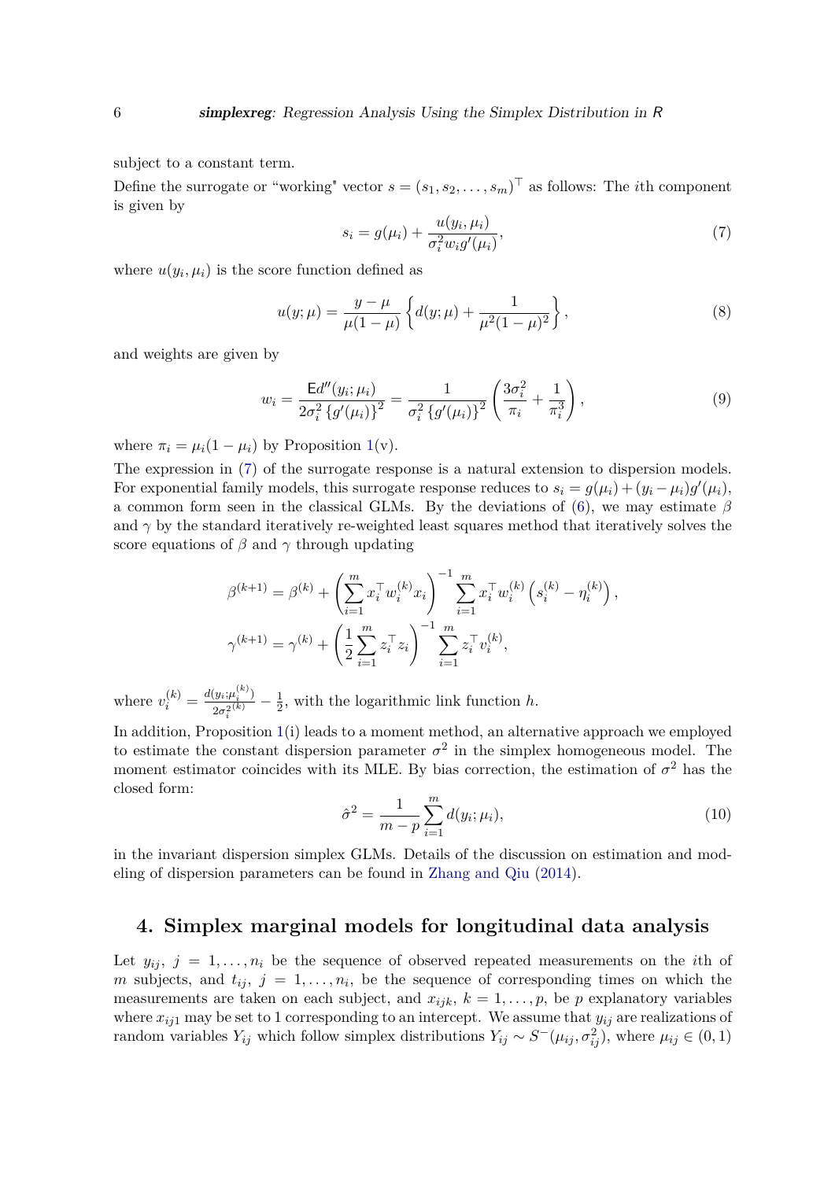subject to a constant term.

Define the surrogate or "working" vector $s = (s_1, s_2, \ldots, s_m)^\top$ as follows: The $i$th component is given by

$$s_i = g(\mu_i) + \frac{u(y_i, \mu_i)}{\sigma_i^2 w_i g'(\mu_i)}, \tag{7}$$

where $u(y_i, \mu_i)$ is the score function defined as

$$u(y; \mu) = \frac{y - \mu}{\mu(1-\mu)} \left\{ d(y; \mu) + \frac{1}{\mu^2(1-\mu)^2} \right\}, \tag{8}$$

and weights are given by

$$w_i = \frac{\mathsf{E} d''(y_i; \mu_i)}{2\sigma_i^2 \left\{g'(\mu_i)\right\}^2} = \frac{1}{\sigma_i^2 \left\{g'(\mu_i)\right\}^2} \left( \frac{3\sigma_i^2}{\pi_i} + \frac{1}{\pi_i^3} \right), \tag{9}$$

where $\pi_i = \mu_i(1-\mu_i)$ by Proposition 1(v).

The expression in (7) of the surrogate response is a natural extension to dispersion models. For exponential family models, this surrogate response reduces to $s_i = g(\mu_i) + (y_i - \mu_i)g'(\mu_i)$, a common form seen in the classical GLMs. By the deviations of (6), we may estimate $\beta$ and $\gamma$ by the standard iteratively re-weighted least squares method that iteratively solves the score equations of $\beta$ and $\gamma$ through updating

$$\beta^{(k+1)} = \beta^{(k)} + \left( \sum_{i=1}^m x_i^\top w_i^{(k)} x_i \right)^{-1} \sum_{i=1}^m x_i^\top w_i^{(k)} \left( s_i^{(k)} - \eta_i^{(k)} \right),$$

$$\gamma^{(k+1)} = \gamma^{(k)} + \left( \frac{1}{2} \sum_{i=1}^m z_i^\top z_i \right)^{-1} \sum_{i=1}^m z_i^\top v_i^{(k)},$$

where $v_i^{(k)} = \frac{d(y_i; \mu_i^{(k)})}{2\sigma_i^{2(k)}} - \frac{1}{2}$, with the logarithmic link function $h$.

In addition, Proposition 1(i) leads to a moment method, an alternative approach we employed to estimate the constant dispersion parameter $\sigma^2$ in the simplex homogeneous model. The moment estimator coincides with its MLE. By bias correction, the estimation of $\sigma^2$ has the closed form:

$$\hat{\sigma}^2 = \frac{1}{m-p} \sum_{i=1}^m d(y_i; \mu_i), \tag{10}$$

in the invariant dispersion simplex GLMs. Details of the discussion on estimation and modeling of dispersion parameters can be found in Zhang and Qiu (2014).

## 4. Simplex marginal models for longitudinal data analysis

Let $y_{ij}$, $j = 1, \ldots, n_i$ be the sequence of observed repeated measurements on the $i$th of $m$ subjects, and $t_{ij}$, $j = 1, \ldots, n_i$, be the sequence of corresponding times on which the measurements are taken on each subject, and $x_{ijk}$, $k = 1, \ldots, p$, be $p$ explanatory variables where $x_{ij1}$ may be set to 1 corresponding to an intercept. We assume that $y_{ij}$ are realizations of random variables $Y_{ij}$ which follow simplex distributions $Y_{ij} \sim S^-(\mu_{ij}, \sigma_{ij}^2)$, where $\mu_{ij} \in (0, 1)$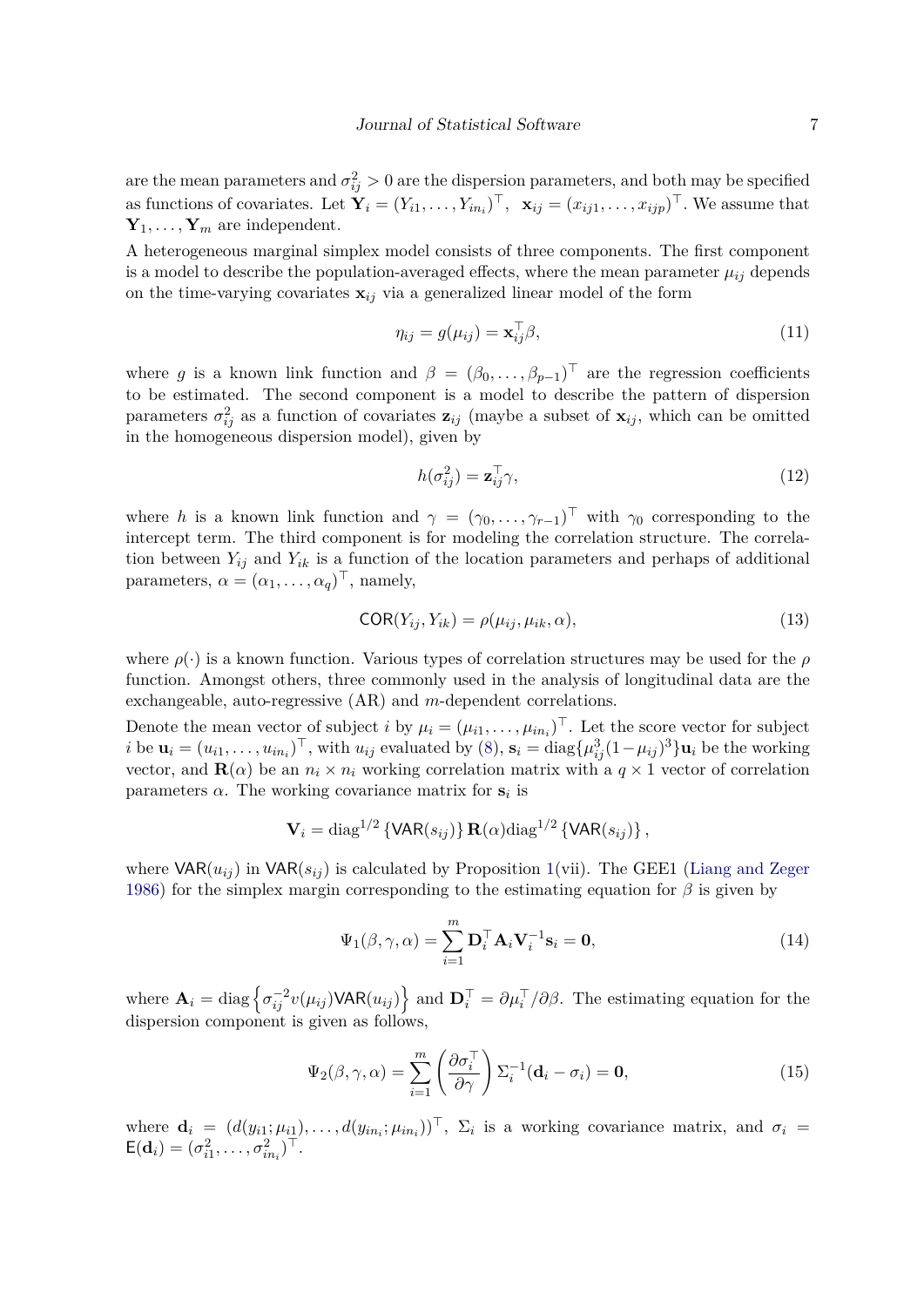are the mean parameters and $\sigma_{ij}^2 > 0$ are the dispersion parameters, and both may be specified as functions of covariates. Let $\mathbf{Y}_i = (Y_{i1}, \ldots, Y_{in_i})^\top$, $\mathbf{x}_{ij} = (x_{ij1}, \ldots, x_{ijp})^\top$. We assume that $\mathbf{Y}_1, \ldots, \mathbf{Y}_m$ are independent.

A heterogeneous marginal simplex model consists of three components. The first component is a model to describe the population-averaged effects, where the mean parameter $\mu_{ij}$ depends on the time-varying covariates $\mathbf{x}_{ij}$ via a generalized linear model of the form

$$\eta_{ij} = g(\mu_{ij}) = \mathbf{x}_{ij}^\top \beta, \tag{11}$$

where $g$ is a known link function and $\beta = (\beta_0, \ldots, \beta_{p-1})^\top$ are the regression coefficients to be estimated. The second component is a model to describe the pattern of dispersion parameters $\sigma_{ij}^2$ as a function of covariates $\mathbf{z}_{ij}$ (maybe a subset of $\mathbf{x}_{ij}$, which can be omitted in the homogeneous dispersion model), given by

$$h(\sigma_{ij}^2) = \mathbf{z}_{ij}^\top \gamma, \tag{12}$$

where $h$ is a known link function and $\gamma = (\gamma_0, \ldots, \gamma_{r-1})^\top$ with $\gamma_0$ corresponding to the intercept term. The third component is for modeling the correlation structure. The correlation between $Y_{ij}$ and $Y_{ik}$ is a function of the location parameters and perhaps of additional parameters, $\alpha = (\alpha_1, \ldots, \alpha_q)^\top$, namely,

$$\mathsf{COR}(Y_{ij}, Y_{ik}) = \rho(\mu_{ij}, \mu_{ik}, \alpha), \tag{13}$$

where $\rho(\cdot)$ is a known function. Various types of correlation structures may be used for the $\rho$ function. Amongst others, three commonly used in the analysis of longitudinal data are the exchangeable, auto-regressive (AR) and $m$-dependent correlations.

Denote the mean vector of subject $i$ by $\mu_i = (\mu_{i1}, \ldots, \mu_{in_i})^\top$. Let the score vector for subject $i$ be $\mathbf{u}_i = (u_{i1}, \ldots, u_{in_i})^\top$, with $u_{ij}$ evaluated by (8), $\mathbf{s}_i = \mathrm{diag}\{\mu_{ij}^3(1-\mu_{ij})^3\}\mathbf{u}_i$ be the working vector, and $\mathbf{R}(\alpha)$ be an $n_i \times n_i$ working correlation matrix with a $q \times 1$ vector of correlation parameters $\alpha$. The working covariance matrix for $\mathbf{s}_i$ is

$$\mathbf{V}_i = \mathrm{diag}^{1/2}\left\{\mathsf{VAR}(s_{ij})\right\} \mathbf{R}(\alpha) \mathrm{diag}^{1/2}\left\{\mathsf{VAR}(s_{ij})\right\},$$

where $\mathsf{VAR}(u_{ij})$ in $\mathsf{VAR}(s_{ij})$ is calculated by Proposition 1(vii). The GEE1 (Liang and Zeger 1986) for the simplex margin corresponding to the estimating equation for $\beta$ is given by

$$\Psi_1(\beta, \gamma, \alpha) = \sum_{i=1}^m \mathbf{D}_i^\top \mathbf{A}_i \mathbf{V}_i^{-1} \mathbf{s}_i = \mathbf{0}, \tag{14}$$

where $\mathbf{A}_i = \mathrm{diag}\left\{\sigma_{ij}^{-2} v(\mu_{ij}) \mathsf{VAR}(u_{ij})\right\}$ and $\mathbf{D}_i^\top = \partial \mu_i^\top / \partial \beta$. The estimating equation for the dispersion component is given as follows,

$$\Psi_2(\beta, \gamma, \alpha) = \sum_{i=1}^m \left(\frac{\partial \sigma_i^\top}{\partial \gamma}\right) \Sigma_i^{-1} (\mathbf{d}_i - \sigma_i) = \mathbf{0}, \tag{15}$$

where $\mathbf{d}_i = (d(y_{i1}; \mu_{i1}), \ldots, d(y_{in_i}; \mu_{in_i}))^\top$, $\Sigma_i$ is a working covariance matrix, and $\sigma_i = \mathsf{E}(\mathbf{d}_i) = (\sigma_{i1}^2, \ldots, \sigma_{in_i}^2)^\top$.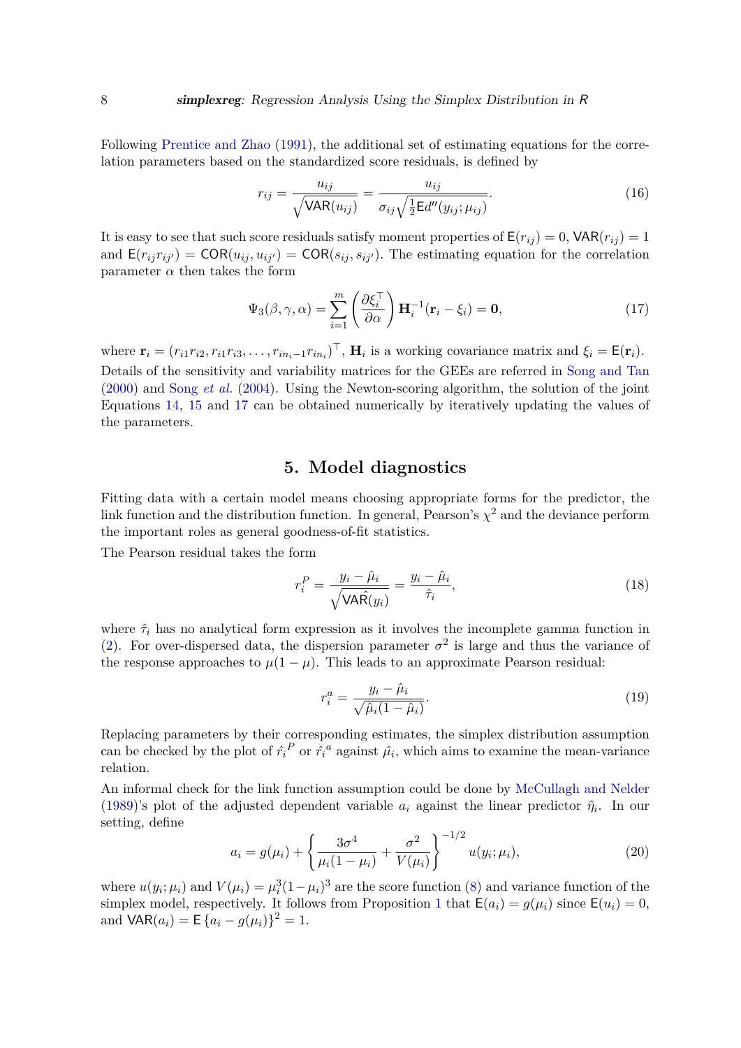Following Prentice and Zhao (1991), the additional set of estimating equations for the correlation parameters based on the standardized score residuals, is defined by

$$r_{ij} = \frac{u_{ij}}{\sqrt{\mathsf{VAR}(u_{ij})}} = \frac{u_{ij}}{\sigma_{ij}\sqrt{\frac{1}{2}\mathsf{E}d''(y_{ij};\mu_{ij})}}. \tag{16}$$

It is easy to see that such score residuals satisfy moment properties of $\mathsf{E}(r_{ij}) = 0$, $\mathsf{VAR}(r_{ij}) = 1$ and $\mathsf{E}(r_{ij}r_{ij'}) = \mathsf{COR}(u_{ij}, u_{ij'}) = \mathsf{COR}(s_{ij}, s_{ij'})$. The estimating equation for the correlation parameter $\alpha$ then takes the form

$$\Psi_3(\beta,\gamma,\alpha) = \sum_{i=1}^{m}\left(\frac{\partial \xi_i^\top}{\partial \alpha}\right)\mathbf{H}_i^{-1}(\mathbf{r}_i - \xi_i) = \mathbf{0}, \tag{17}$$

where $\mathbf{r}_i = (r_{i1}r_{i2}, r_{i1}r_{i3}, \ldots, r_{in_i-1}r_{in_i})^\top$, $\mathbf{H}_i$ is a working covariance matrix and $\xi_i = \mathsf{E}(\mathbf{r}_i)$. Details of the sensitivity and variability matrices for the GEEs are referred in Song and Tan (2000) and Song *et al.* (2004). Using the Newton-scoring algorithm, the solution of the joint Equations 14, 15 and 17 can be obtained numerically by iteratively updating the values of the parameters.

## 5. Model diagnostics

Fitting data with a certain model means choosing appropriate forms for the predictor, the link function and the distribution function. In general, Pearson's $\chi^2$ and the deviance perform the important roles as general goodness-of-fit statistics.

The Pearson residual takes the form

$$r_i^P = \frac{y_i - \hat{\mu}_i}{\sqrt{\hat{\mathsf{VAR}}(y_i)}} = \frac{y_i - \hat{\mu}_i}{\hat{\tau}_i}, \tag{18}$$

where $\hat{\tau}_i$ has no analytical form expression as it involves the incomplete gamma function in (2). For over-dispersed data, the dispersion parameter $\sigma^2$ is large and thus the variance of the response approaches to $\mu(1-\mu)$. This leads to an approximate Pearson residual:

$$r_i^a = \frac{y_i - \hat{\mu}_i}{\sqrt{\hat{\mu}_i(1-\hat{\mu}_i)}}. \tag{19}$$

Replacing parameters by their corresponding estimates, the simplex distribution assumption can be checked by the plot of $\hat{r}_i{}^P$ or $\hat{r}_i{}^a$ against $\hat{\mu}_i$, which aims to examine the mean-variance relation.

An informal check for the link function assumption could be done by McCullagh and Nelder (1989)'s plot of the adjusted dependent variable $a_i$ against the linear predictor $\hat{\eta}_i$. In our setting, define

$$a_i = g(\mu_i) + \left\{\frac{3\sigma^4}{\mu_i(1-\mu_i)} + \frac{\sigma^2}{V(\mu_i)}\right\}^{-1/2} u(y_i;\mu_i), \tag{20}$$

where $u(y_i;\mu_i)$ and $V(\mu_i) = \mu_i^3(1-\mu_i)^3$ are the score function (8) and variance function of the simplex model, respectively. It follows from Proposition 1 that $\mathsf{E}(a_i) = g(\mu_i)$ since $\mathsf{E}(u_i) = 0$, and $\mathsf{VAR}(a_i) = \mathsf{E}\left\{a_i - g(\mu_i)\right\}^2 = 1$.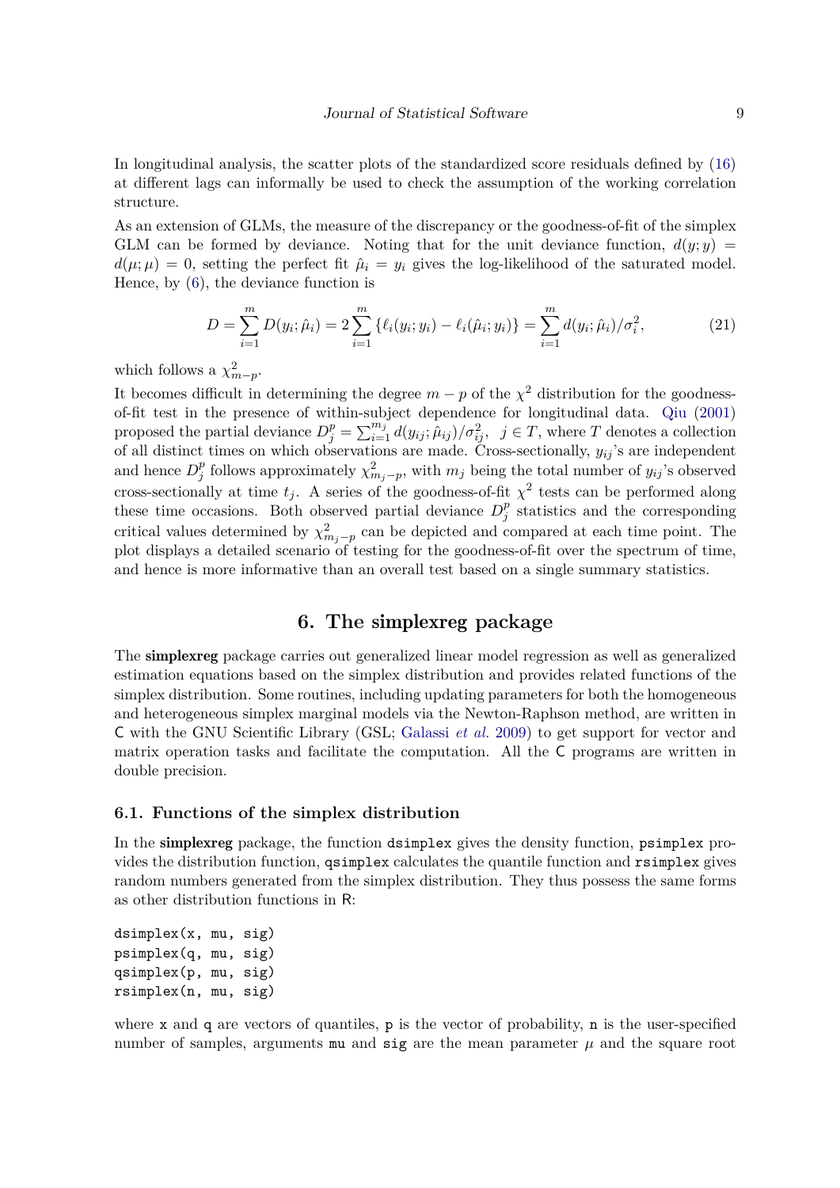In longitudinal analysis, the scatter plots of the standardized score residuals defined by (16) at different lags can informally be used to check the assumption of the working correlation structure.

As an extension of GLMs, the measure of the discrepancy or the goodness-of-fit of the simplex GLM can be formed by deviance. Noting that for the unit deviance function, $d(y;y) = d(\mu;\mu) = 0$, setting the perfect fit $\hat{\mu}_i = y_i$ gives the log-likelihood of the saturated model. Hence, by (6), the deviance function is

$$D = \sum_{i=1}^{m} D(y_i;\hat{\mu}_i) = 2\sum_{i=1}^{m}\{\ell_i(y_i;y_i) - \ell_i(\hat{\mu}_i;y_i)\} = \sum_{i=1}^{m} d(y_i;\hat{\mu}_i)/\sigma_i^2, \tag{21}$$

which follows a $\chi^2_{m-p}$.

It becomes difficult in determining the degree $m-p$ of the $\chi^2$ distribution for the goodness-of-fit test in the presence of within-subject dependence for longitudinal data. Qiu (2001) proposed the partial deviance $D_j^p = \sum_{i=1}^{m_j} d(y_{ij};\hat{\mu}_{ij})/\sigma_{ij}^2, \;\; j \in T$, where $T$ denotes a collection of all distinct times on which observations are made. Cross-sectionally, $y_{ij}$'s are independent and hence $D_j^p$ follows approximately $\chi^2_{m_j-p}$, with $m_j$ being the total number of $y_{ij}$'s observed cross-sectionally at time $t_j$. A series of the goodness-of-fit $\chi^2$ tests can be performed along these time occasions. Both observed partial deviance $D_j^p$ statistics and the corresponding critical values determined by $\chi^2_{m_j-p}$ can be depicted and compared at each time point. The plot displays a detailed scenario of testing for the goodness-of-fit over the spectrum of time, and hence is more informative than an overall test based on a single summary statistics.

# 6. The simplexreg package

The **simplexreg** package carries out generalized linear model regression as well as generalized estimation equations based on the simplex distribution and provides related functions of the simplex distribution. Some routines, including updating parameters for both the homogeneous and heterogeneous simplex marginal models via the Newton-Raphson method, are written in C with the GNU Scientific Library (GSL; Galassi *et al.* 2009) to get support for vector and matrix operation tasks and facilitate the computation. All the C programs are written in double precision.

## 6.1. Functions of the simplex distribution

In the **simplexreg** package, the function `dsimplex` gives the density function, `psimplex` provides the distribution function, `qsimplex` calculates the quantile function and `rsimplex` gives random numbers generated from the simplex distribution. They thus possess the same forms as other distribution functions in R:

```
dsimplex(x, mu, sig)
psimplex(q, mu, sig)
qsimplex(p, mu, sig)
rsimplex(n, mu, sig)
```

where `x` and `q` are vectors of quantiles, `p` is the vector of probability, `n` is the user-specified number of samples, arguments `mu` and `sig` are the mean parameter $\mu$ and the square root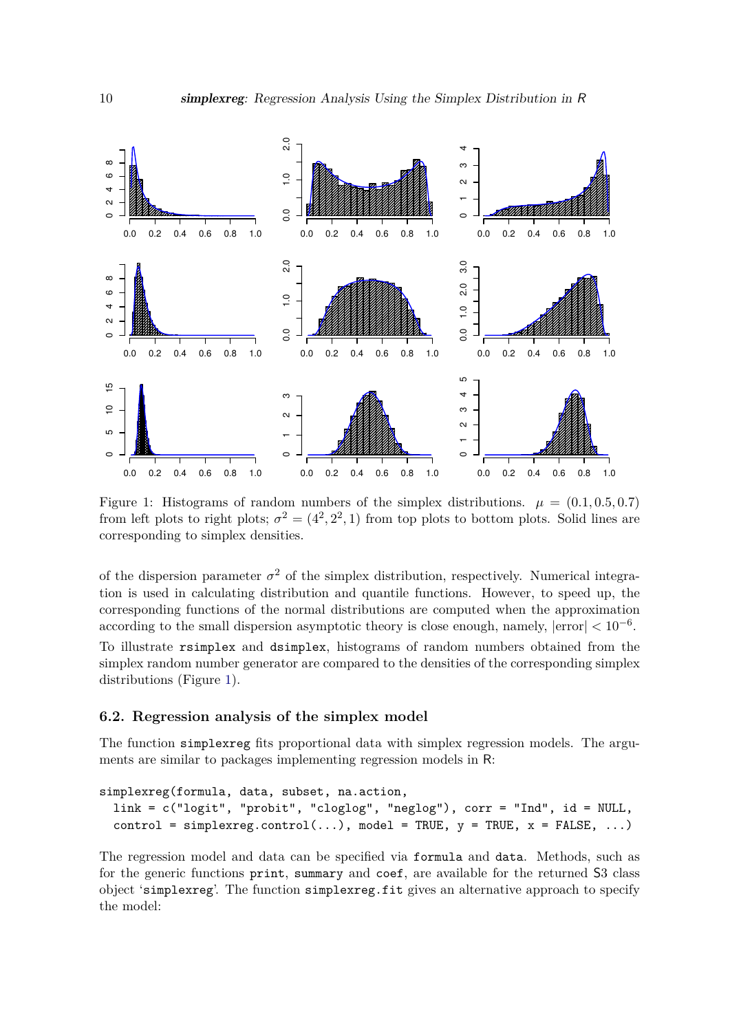Figure 1: Histograms of random numbers of the simplex distributions. $\mu = (0.1, 0.5, 0.7)$ from left plots to right plots; $\sigma^2 = (4^2, 2^2, 1)$ from top plots to bottom plots. Solid lines are corresponding to simplex densities.

of the dispersion parameter $\sigma^2$ of the simplex distribution, respectively. Numerical integration is used in calculating distribution and quantile functions. However, to speed up, the corresponding functions of the normal distributions are computed when the approximation according to the small dispersion asymptotic theory is close enough, namely, $|\text{error}| < 10^{-6}$.

To illustrate rsimplex and dsimplex, histograms of random numbers obtained from the simplex random number generator are compared to the densities of the corresponding simplex distributions (Figure 1).

### 6.2. Regression analysis of the simplex model

The function simplexreg fits proportional data with simplex regression models. The arguments are similar to packages implementing regression models in R:

```
simplexreg(formula, data, subset, na.action,
  link = c("logit", "probit", "cloglog", "neglog"), corr = "Ind", id = NULL,
  control = simplexreg.control(...), model = TRUE, y = TRUE, x = FALSE, ...)
```

The regression model and data can be specified via formula and data. Methods, such as for the generic functions print, summary and coef, are available for the returned S3 class object 'simplexreg'. The function simplexreg.fit gives an alternative approach to specify the model: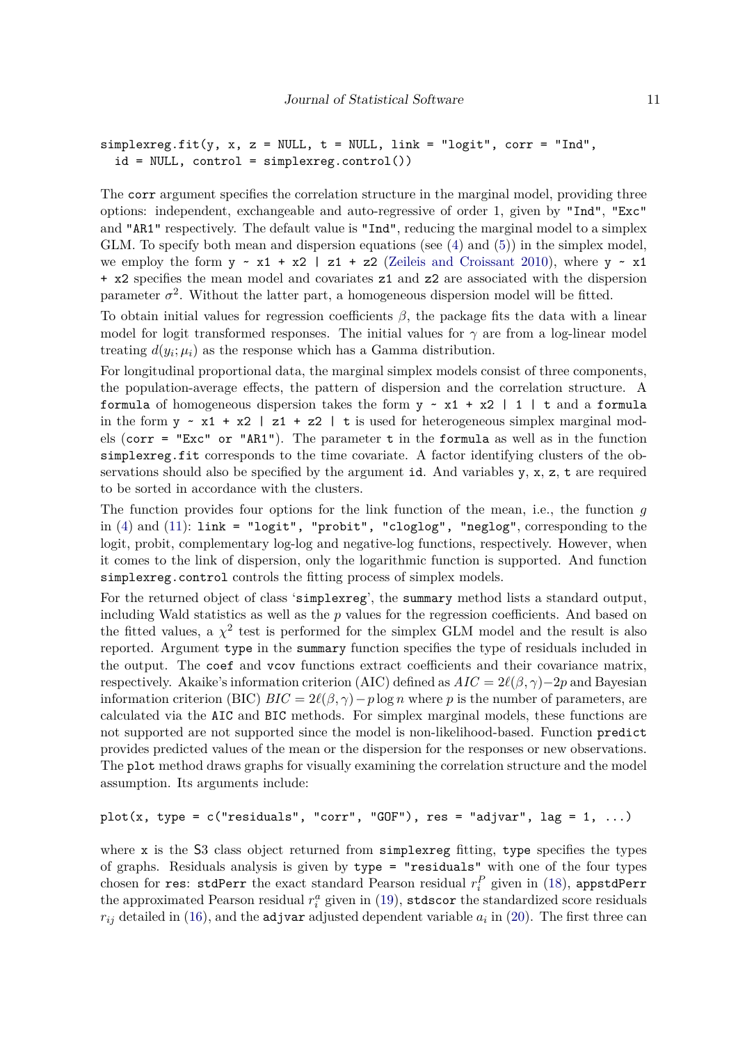```
simplexreg.fit(y, x, z = NULL, t = NULL, link = "logit", corr = "Ind",
  id = NULL, control = simplexreg.control())
```

The `corr` argument specifies the correlation structure in the marginal model, providing three options: independent, exchangeable and auto-regressive of order 1, given by `"Ind"`, `"Exc"` and `"AR1"` respectively. The default value is `"Ind"`, reducing the marginal model to a simplex GLM. To specify both mean and dispersion equations (see (4) and (5)) in the simplex model, we employ the form `y ~ x1 + x2 | z1 + z2` (Zeileis and Croissant 2010), where `y ~ x1 + x2` specifies the mean model and covariates `z1` and `z2` are associated with the dispersion parameter $\sigma^2$. Without the latter part, a homogeneous dispersion model will be fitted.

To obtain initial values for regression coefficients $\beta$, the package fits the data with a linear model for logit transformed responses. The initial values for $\gamma$ are from a log-linear model treating $d(y_i; \mu_i)$ as the response which has a Gamma distribution.

For longitudinal proportional data, the marginal simplex models consist of three components, the population-average effects, the pattern of dispersion and the correlation structure. A `formula` of homogeneous dispersion takes the form `y ~ x1 + x2 | 1 | t` and a `formula` in the form `y ~ x1 + x2 | z1 + z2 | t` is used for heterogeneous simplex marginal models (`corr = "Exc" or "AR1"`). The parameter `t` in the `formula` as well as in the function `simplexreg.fit` corresponds to the time covariate. A factor identifying clusters of the observations should also be specified by the argument `id`. And variables `y`, `x`, `z`, `t` are required to be sorted in accordance with the clusters.

The function provides four options for the link function of the mean, i.e., the function $g$ in (4) and (11): `link = "logit", "probit", "cloglog", "neglog"`, corresponding to the logit, probit, complementary log-log and negative-log functions, respectively. However, when it comes to the link of dispersion, only the logarithmic function is supported. And function `simplexreg.control` controls the fitting process of simplex models.

For the returned object of class '`simplexreg`', the `summary` method lists a standard output, including Wald statistics as well as the $p$ values for the regression coefficients. And based on the fitted values, a $\chi^2$ test is performed for the simplex GLM model and the result is also reported. Argument `type` in the `summary` function specifies the type of residuals included in the output. The `coef` and `vcov` functions extract coefficients and their covariance matrix, respectively. Akaike's information criterion (AIC) defined as $AIC = 2\ell(\beta, \gamma) - 2p$ and Bayesian information criterion (BIC) $BIC = 2\ell(\beta, \gamma) - p \log n$ where $p$ is the number of parameters, are calculated via the `AIC` and `BIC` methods. For simplex marginal models, these functions are not supported are not supported since the model is non-likelihood-based. Function `predict` provides predicted values of the mean or the dispersion for the responses or new observations. The `plot` method draws graphs for visually examining the correlation structure and the model assumption. Its arguments include:

```
plot(x, type = c("residuals", "corr", "GOF"), res = "adjvar", lag = 1, ...)
```

where `x` is the S3 class object returned from `simplexreg` fitting, `type` specifies the types of graphs. Residuals analysis is given by `type = "residuals"` with one of the four types chosen for `res`: `stdPerr` the exact standard Pearson residual $r_i^P$ given in (18), `appstdPerr` the approximated Pearson residual $r_i^a$ given in (19), `stdscor` the standardized score residuals $r_{ij}$ detailed in (16), and the `adjvar` adjusted dependent variable $a_i$ in (20). The first three can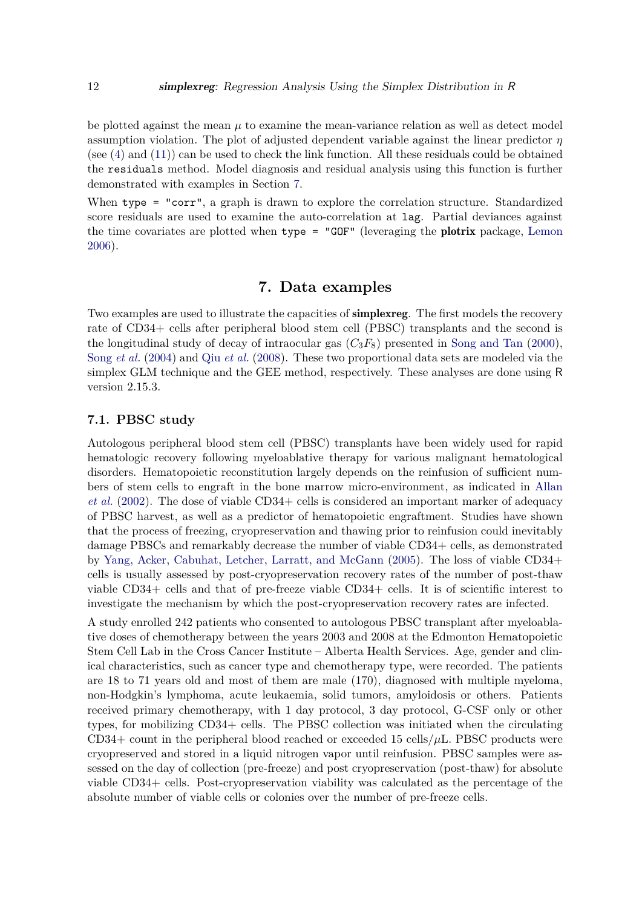be plotted against the mean $\mu$ to examine the mean-variance relation as well as detect model assumption violation. The plot of adjusted dependent variable against the linear predictor $\eta$ (see (4) and (11)) can be used to check the link function. All these residuals could be obtained the `residuals` method. Model diagnosis and residual analysis using this function is further demonstrated with examples in Section 7.

When `type = "corr"`, a graph is drawn to explore the correlation structure. Standardized score residuals are used to examine the auto-correlation at `lag`. Partial deviances against the time covariates are plotted when `type = "GOF"` (leveraging the **plotrix** package, Lemon 2006).

## 7. Data examples

Two examples are used to illustrate the capacities of **simplexreg**. The first models the recovery rate of CD34+ cells after peripheral blood stem cell (PBSC) transplants and the second is the longitudinal study of decay of intraocular gas ($C_3F_8$) presented in Song and Tan (2000), Song *et al.* (2004) and Qiu *et al.* (2008). These two proportional data sets are modeled via the simplex GLM technique and the GEE method, respectively. These analyses are done using R version 2.15.3.

### 7.1. PBSC study

Autologous peripheral blood stem cell (PBSC) transplants have been widely used for rapid hematologic recovery following myeloablative therapy for various malignant hematological disorders. Hematopoietic reconstitution largely depends on the reinfusion of sufficient numbers of stem cells to engraft in the bone marrow micro-environment, as indicated in Allan *et al.* (2002). The dose of viable CD34+ cells is considered an important marker of adequacy of PBSC harvest, as well as a predictor of hematopoietic engraftment. Studies have shown that the process of freezing, cryopreservation and thawing prior to reinfusion could inevitably damage PBSCs and remarkably decrease the number of viable CD34+ cells, as demonstrated by Yang, Acker, Cabuhat, Letcher, Larratt, and McGann (2005). The loss of viable CD34+ cells is usually assessed by post-cryopreservation recovery rates of the number of post-thaw viable CD34+ cells and that of pre-freeze viable CD34+ cells. It is of scientific interest to investigate the mechanism by which the post-cryopreservation recovery rates are infected.

A study enrolled 242 patients who consented to autologous PBSC transplant after myeloablative doses of chemotherapy between the years 2003 and 2008 at the Edmonton Hematopoietic Stem Cell Lab in the Cross Cancer Institute – Alberta Health Services. Age, gender and clinical characteristics, such as cancer type and chemotherapy type, were recorded. The patients are 18 to 71 years old and most of them are male (170), diagnosed with multiple myeloma, non-Hodgkin's lymphoma, acute leukaemia, solid tumors, amyloidosis or others. Patients received primary chemotherapy, with 1 day protocol, 3 day protocol, G-CSF only or other types, for mobilizing CD34+ cells. The PBSC collection was initiated when the circulating CD34+ count in the peripheral blood reached or exceeded 15 cells/$\mu$L. PBSC products were cryopreserved and stored in a liquid nitrogen vapor until reinfusion. PBSC samples were assessed on the day of collection (pre-freeze) and post cryopreservation (post-thaw) for absolute viable CD34+ cells. Post-cryopreservation viability was calculated as the percentage of the absolute number of viable cells or colonies over the number of pre-freeze cells.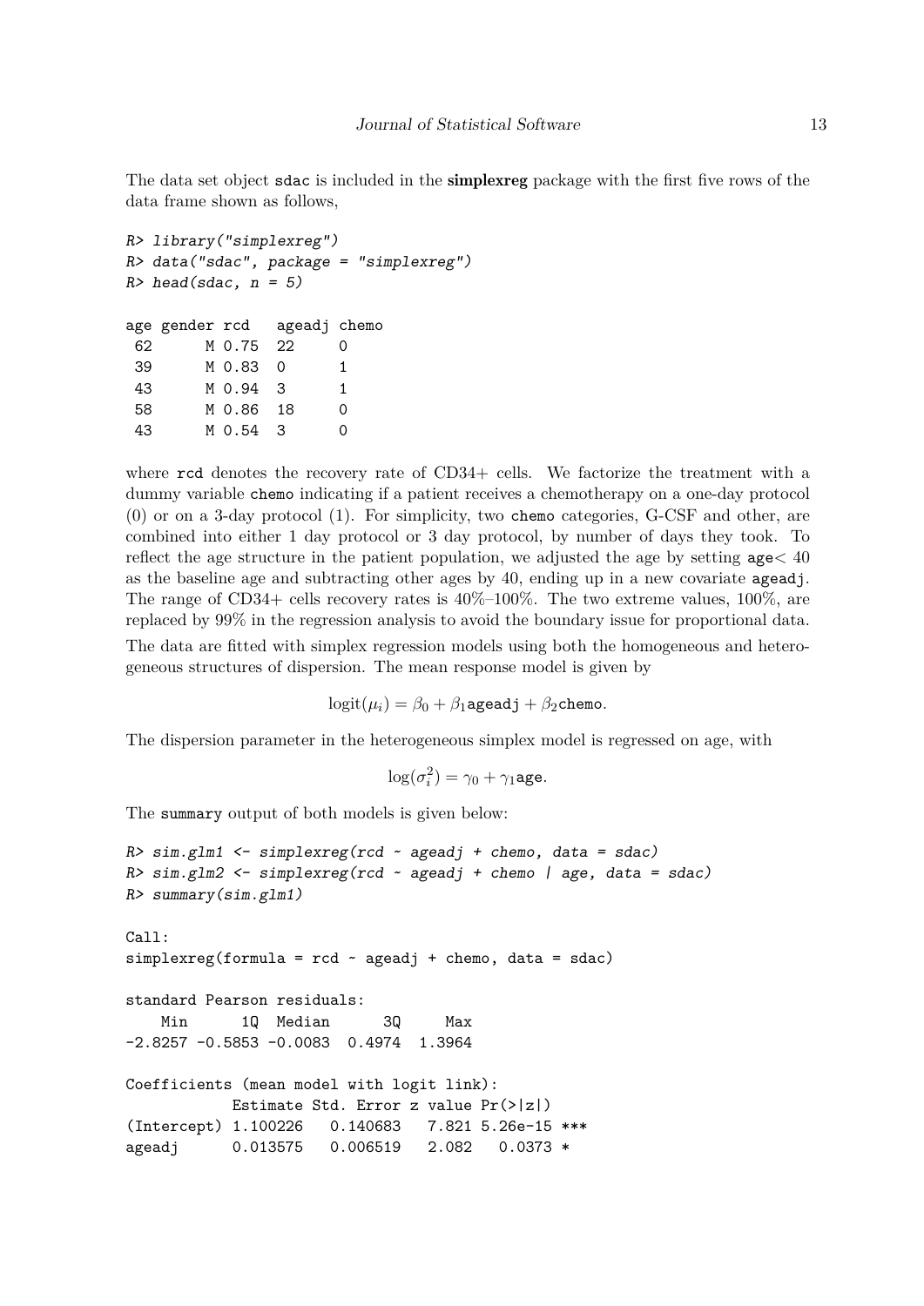The data set object `sdac` is included in the **simplexreg** package with the first five rows of the data frame shown as follows,

```
R> library("simplexreg")
R> data("sdac", package = "simplexreg")
R> head(sdac, n = 5)

age gender rcd   ageadj chemo
 62      M 0.75  22     0
 39      M 0.83  0      1
 43      M 0.94  3      1
 58      M 0.86  18     0
 43      M 0.54  3      0
```

where `rcd` denotes the recovery rate of CD34+ cells. We factorize the treatment with a dummy variable `chemo` indicating if a patient receives a chemotherapy on a one-day protocol (0) or on a 3-day protocol (1). For simplicity, two `chemo` categories, G-CSF and other, are combined into either 1 day protocol or 3 day protocol, by number of days they took. To reflect the age structure in the patient population, we adjusted the age by setting $\texttt{age} < 40$ as the baseline age and subtracting other ages by 40, ending up in a new covariate `ageadj`. The range of CD34+ cells recovery rates is 40%–100%. The two extreme values, 100%, are replaced by 99% in the regression analysis to avoid the boundary issue for proportional data.

The data are fitted with simplex regression models using both the homogeneous and heterogeneous structures of dispersion. The mean response model is given by

$$\text{logit}(\mu_i) = \beta_0 + \beta_1 \texttt{ageadj} + \beta_2 \texttt{chemo}.$$

The dispersion parameter in the heterogeneous simplex model is regressed on age, with

$$\log(\sigma_i^2) = \gamma_0 + \gamma_1 \texttt{age}.$$

The `summary` output of both models is given below:

```
R> sim.glm1 <- simplexreg(rcd ~ ageadj + chemo, data = sdac)
R> sim.glm2 <- simplexreg(rcd ~ ageadj + chemo | age, data = sdac)
R> summary(sim.glm1)

Call:
simplexreg(formula = rcd ~ ageadj + chemo, data = sdac)

standard Pearson residuals:
    Min      1Q  Median      3Q     Max
-2.8257 -0.5853 -0.0083  0.4974  1.3964

Coefficients (mean model with logit link):
            Estimate Std. Error z value Pr(>|z|)
(Intercept) 1.100226   0.140683   7.821 5.26e-15 ***
ageadj      0.013575   0.006519   2.082   0.0373 *
```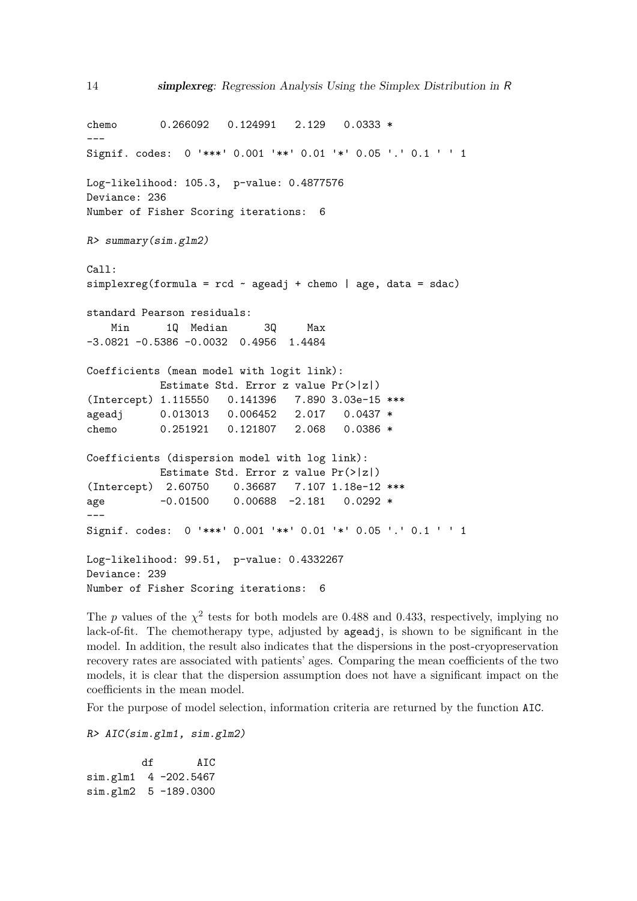```
chemo       0.266092   0.124991   2.129   0.0333 *
---
Signif. codes:  0 '***' 0.001 '**' 0.01 '*' 0.05 '.' 0.1 ' ' 1

Log-likelihood: 105.3,  p-value: 0.4877576
Deviance: 236
Number of Fisher Scoring iterations:  6

R> summary(sim.glm2)

Call:
simplexreg(formula = rcd ~ ageadj + chemo | age, data = sdac)

standard Pearson residuals:
    Min      1Q  Median      3Q     Max
-3.0821 -0.5386 -0.0032  0.4956  1.4484

Coefficients (mean model with logit link):
            Estimate Std. Error z value Pr(>|z|)
(Intercept) 1.115550   0.141396   7.890 3.03e-15 ***
ageadj      0.013013   0.006452   2.017   0.0437 *
chemo       0.251921   0.121807   2.068   0.0386 *

Coefficients (dispersion model with log link):
            Estimate Std. Error z value Pr(>|z|)
(Intercept)  2.60750    0.36687   7.107 1.18e-12 ***
age         -0.01500    0.00688  -2.181   0.0292 *
---
Signif. codes:  0 '***' 0.001 '**' 0.01 '*' 0.05 '.' 0.1 ' ' 1

Log-likelihood: 99.51,  p-value: 0.4332267
Deviance: 239
Number of Fisher Scoring iterations:  6
```

The $p$ values of the $\chi^2$ tests for both models are 0.488 and 0.433, respectively, implying no lack-of-fit. The chemotherapy type, adjusted by `ageadj`, is shown to be significant in the model. In addition, the result also indicates that the dispersions in the post-cryopreservation recovery rates are associated with patients' ages. Comparing the mean coefficients of the two models, it is clear that the dispersion assumption does not have a significant impact on the coefficients in the mean model.

For the purpose of model selection, information criteria are returned by the function `AIC`.

```
R> AIC(sim.glm1, sim.glm2)

         df       AIC
sim.glm1  4 -202.5467
sim.glm2  5 -189.0300
```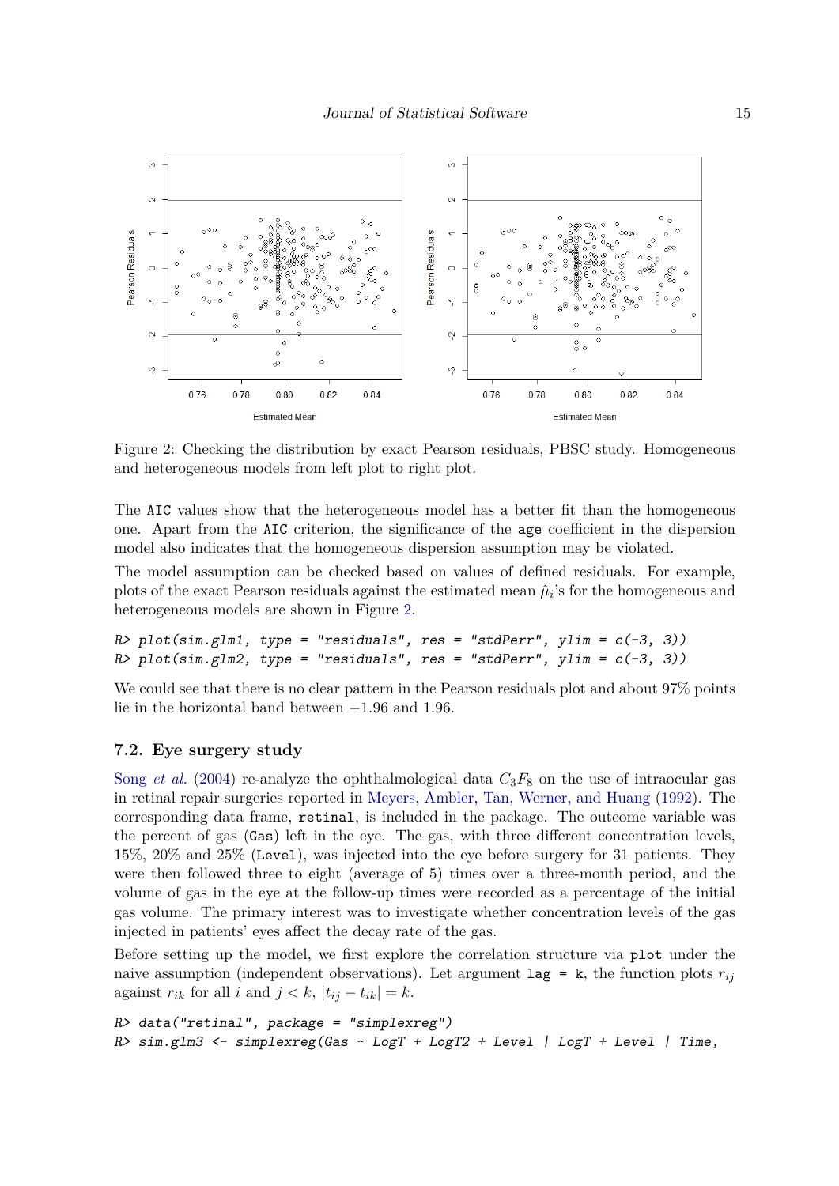Figure 2: Checking the distribution by exact Pearson residuals, PBSC study. Homogeneous and heterogeneous models from left plot to right plot.

The AIC values show that the heterogeneous model has a better fit than the homogeneous one. Apart from the AIC criterion, the significance of the age coefficient in the dispersion model also indicates that the homogeneous dispersion assumption may be violated.

The model assumption can be checked based on values of defined residuals. For example, plots of the exact Pearson residuals against the estimated mean $\hat{\mu}_i$'s for the homogeneous and heterogeneous models are shown in Figure 2.

```
R> plot(sim.glm1, type = "residuals", res = "stdPerr", ylim = c(-3, 3))
R> plot(sim.glm2, type = "residuals", res = "stdPerr", ylim = c(-3, 3))
```

We could see that there is no clear pattern in the Pearson residuals plot and about 97% points lie in the horizontal band between $-1.96$ and $1.96$.

### 7.2. Eye surgery study

Song *et al.* (2004) re-analyze the ophthalmological data $C_3F_8$ on the use of intraocular gas in retinal repair surgeries reported in Meyers, Ambler, Tan, Werner, and Huang (1992). The corresponding data frame, retinal, is included in the package. The outcome variable was the percent of gas (Gas) left in the eye. The gas, with three different concentration levels, 15%, 20% and 25% (Level), was injected into the eye before surgery for 31 patients. They were then followed three to eight (average of 5) times over a three-month period, and the volume of gas in the eye at the follow-up times were recorded as a percentage of the initial gas volume. The primary interest was to investigate whether concentration levels of the gas injected in patients' eyes affect the decay rate of the gas.

Before setting up the model, we first explore the correlation structure via plot under the naive assumption (independent observations). Let argument lag = k, the function plots $r_{ij}$ against $r_{ik}$ for all $i$ and $j < k$, $|t_{ij} - t_{ik}| = k$.

```
R> data("retinal", package = "simplexreg")
R> sim.glm3 <- simplexreg(Gas ~ LogT + LogT2 + Level | LogT + Level | Time,
```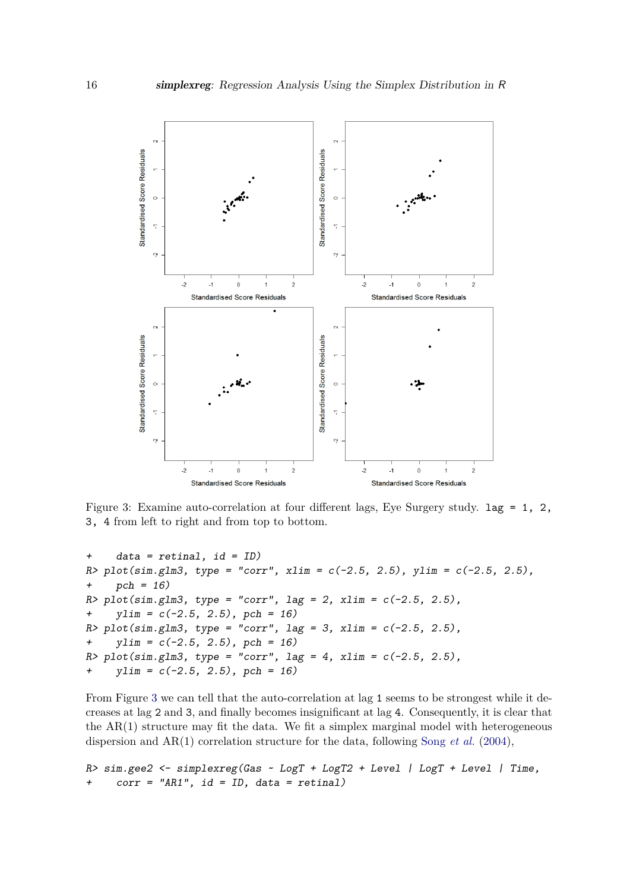Figure 3: Examine auto-correlation at four different lags, Eye Surgery study. `lag = 1, 2, 3, 4` from left to right and from top to bottom.

```
+    data = retinal, id = ID)
R> plot(sim.glm3, type = "corr", xlim = c(-2.5, 2.5), ylim = c(-2.5, 2.5),
+    pch = 16)
R> plot(sim.glm3, type = "corr", lag = 2, xlim = c(-2.5, 2.5),
+    ylim = c(-2.5, 2.5), pch = 16)
R> plot(sim.glm3, type = "corr", lag = 3, xlim = c(-2.5, 2.5),
+    ylim = c(-2.5, 2.5), pch = 16)
R> plot(sim.glm3, type = "corr", lag = 4, xlim = c(-2.5, 2.5),
+    ylim = c(-2.5, 2.5), pch = 16)
```

From Figure 3 we can tell that the auto-correlation at lag `1` seems to be strongest while it decreases at lag `2` and `3`, and finally becomes insignificant at lag `4`. Consequently, it is clear that the AR(1) structure may fit the data. We fit a simplex marginal model with heterogeneous dispersion and AR(1) correlation structure for the data, following Song *et al.* (2004),

```
R> sim.gee2 <- simplexreg(Gas ~ LogT + LogT2 + Level | LogT + Level | Time,
+    corr = "AR1", id = ID, data = retinal)
```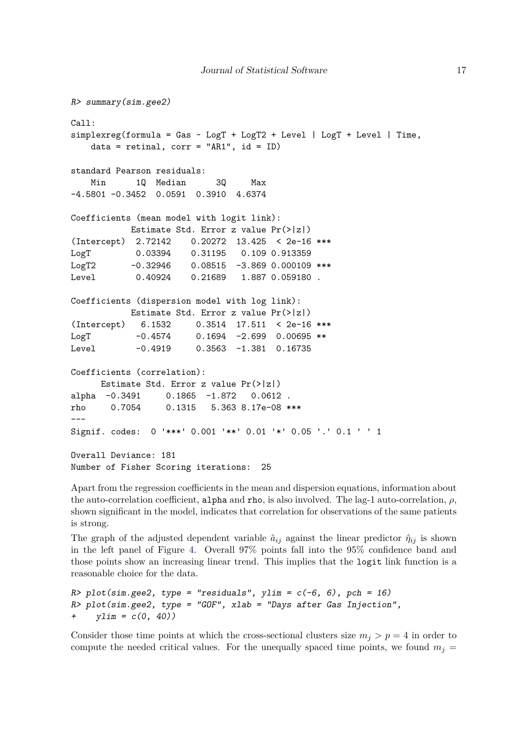```
R> summary(sim.gee2)

Call:
simplexreg(formula = Gas ~ LogT + LogT2 + Level | LogT + Level | Time,
    data = retinal, corr = "AR1", id = ID)

standard Pearson residuals:
    Min      1Q  Median      3Q     Max
-4.5801 -0.3452  0.0591  0.3910  4.6374

Coefficients (mean model with logit link):
            Estimate Std. Error z value Pr(>|z|)
(Intercept)  2.72142    0.20272  13.425  < 2e-16 ***
LogT         0.03394    0.31195   0.109 0.913359
LogT2       -0.32946    0.08515  -3.869 0.000109 ***
Level        0.40924    0.21689   1.887 0.059180 .

Coefficients (dispersion model with log link):
            Estimate Std. Error z value Pr(>|z|)
(Intercept)   6.1532     0.3514  17.511  < 2e-16 ***
LogT         -0.4574     0.1694  -2.699  0.00695 **
Level        -0.4919     0.3563  -1.381  0.16735

Coefficients (correlation):
      Estimate Std. Error z value Pr(>|z|)
alpha  -0.3491     0.1865  -1.872   0.0612 .
rho     0.7054     0.1315   5.363 8.17e-08 ***
---
Signif. codes:  0 '***' 0.001 '**' 0.01 '*' 0.05 '.' 0.1 ' ' 1

Overall Deviance: 181
Number of Fisher Scoring iterations:  25
```

Apart from the regression coefficients in the mean and dispersion equations, information about the auto-correlation coefficient, `alpha` and `rho`, is also involved. The lag-1 auto-correlation, $\rho$, shown significant in the model, indicates that correlation for observations of the same patients is strong.

The graph of the adjusted dependent variable $\hat{a}_{ij}$ against the linear predictor $\hat{\eta}_{ij}$ is shown in the left panel of Figure 4. Overall 97% points fall into the 95% confidence band and those points show an increasing linear trend. This implies that the `logit` link function is a reasonable choice for the data.

```
R> plot(sim.gee2, type = "residuals", ylim = c(-6, 6), pch = 16)
R> plot(sim.gee2, type = "GOF", xlab = "Days after Gas Injection",
+    ylim = c(0, 40))
```

Consider those time points at which the cross-sectional clusters size $m_j > p = 4$ in order to compute the needed critical values. For the unequally spaced time points, we found $m_j =$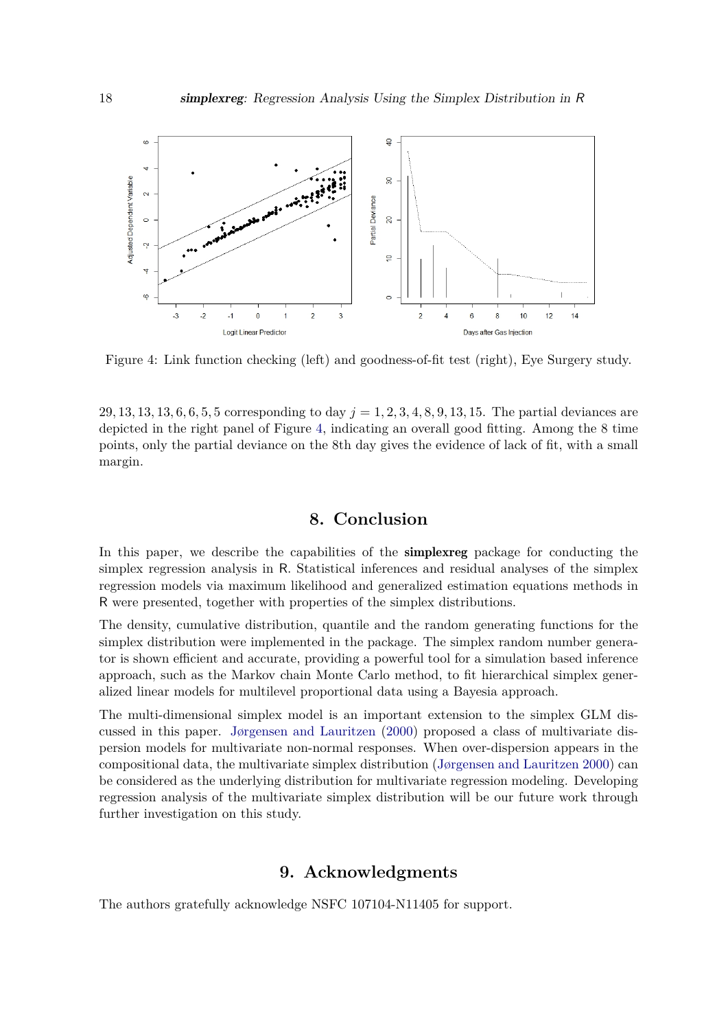Figure 4: Link function checking (left) and goodness-of-fit test (right), Eye Surgery study.

29, 13, 13, 13, 6, 6, 5, 5 corresponding to day $j = 1, 2, 3, 4, 8, 9, 13, 15$. The partial deviances are depicted in the right panel of Figure 4, indicating an overall good fitting. Among the 8 time points, only the partial deviance on the 8th day gives the evidence of lack of fit, with a small margin.

# 8. Conclusion

In this paper, we describe the capabilities of the **simplexreg** package for conducting the simplex regression analysis in R. Statistical inferences and residual analyses of the simplex regression models via maximum likelihood and generalized estimation equations methods in R were presented, together with properties of the simplex distributions.

The density, cumulative distribution, quantile and the random generating functions for the simplex distribution were implemented in the package. The simplex random number generator is shown efficient and accurate, providing a powerful tool for a simulation based inference approach, such as the Markov chain Monte Carlo method, to fit hierarchical simplex generalized linear models for multilevel proportional data using a Bayesia approach.

The multi-dimensional simplex model is an important extension to the simplex GLM discussed in this paper. Jørgensen and Lauritzen (2000) proposed a class of multivariate dispersion models for multivariate non-normal responses. When over-dispersion appears in the compositional data, the multivariate simplex distribution (Jørgensen and Lauritzen 2000) can be considered as the underlying distribution for multivariate regression modeling. Developing regression analysis of the multivariate simplex distribution will be our future work through further investigation on this study.

# 9. Acknowledgments

The authors gratefully acknowledge NSFC 107104-N11405 for support.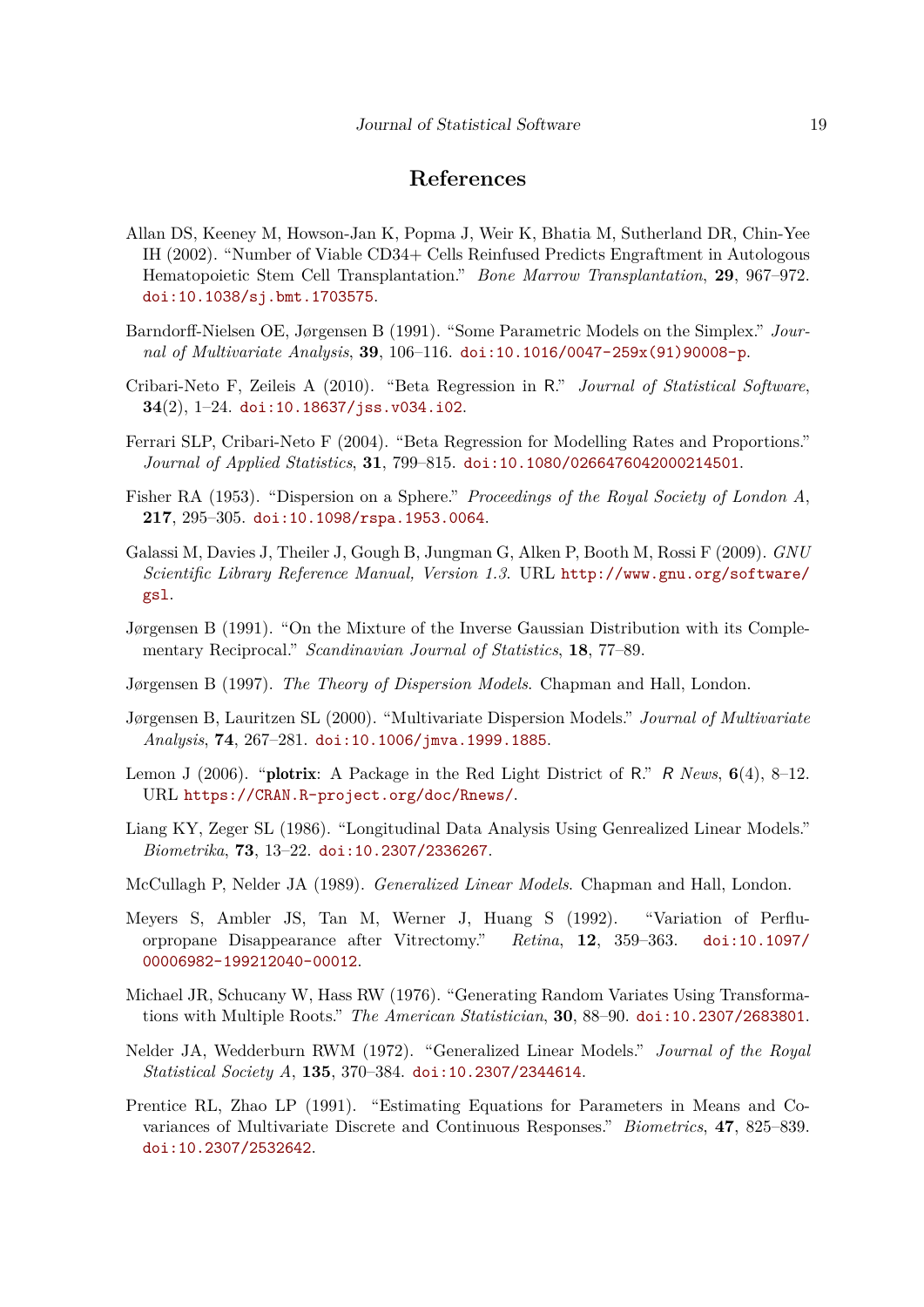## References

Allan DS, Keeney M, Howson-Jan K, Popma J, Weir K, Bhatia M, Sutherland DR, Chin-Yee IH (2002). "Number of Viable CD34+ Cells Reinfused Predicts Engraftment in Autologous Hematopoietic Stem Cell Transplantation." *Bone Marrow Transplantation*, **29**, 967–972. doi:10.1038/sj.bmt.1703575.

Barndorff-Nielsen OE, Jørgensen B (1991). "Some Parametric Models on the Simplex." *Journal of Multivariate Analysis*, **39**, 106–116. doi:10.1016/0047-259x(91)90008-p.

Cribari-Neto F, Zeileis A (2010). "Beta Regression in R." *Journal of Statistical Software*, **34**(2), 1–24. doi:10.18637/jss.v034.i02.

Ferrari SLP, Cribari-Neto F (2004). "Beta Regression for Modelling Rates and Proportions." *Journal of Applied Statistics*, **31**, 799–815. doi:10.1080/0266476042000214501.

Fisher RA (1953). "Dispersion on a Sphere." *Proceedings of the Royal Society of London A*, **217**, 295–305. doi:10.1098/rspa.1953.0064.

Galassi M, Davies J, Theiler J, Gough B, Jungman G, Alken P, Booth M, Rossi F (2009). *GNU Scientific Library Reference Manual, Version 1.3*. URL http://www.gnu.org/software/gsl.

Jørgensen B (1991). "On the Mixture of the Inverse Gaussian Distribution with its Complementary Reciprocal." *Scandinavian Journal of Statistics*, **18**, 77–89.

Jørgensen B (1997). *The Theory of Dispersion Models*. Chapman and Hall, London.

Jørgensen B, Lauritzen SL (2000). "Multivariate Dispersion Models." *Journal of Multivariate Analysis*, **74**, 267–281. doi:10.1006/jmva.1999.1885.

Lemon J (2006). "**plotrix**: A Package in the Red Light District of R." *R News*, **6**(4), 8–12. URL https://CRAN.R-project.org/doc/Rnews/.

Liang KY, Zeger SL (1986). "Longitudinal Data Analysis Using Genrealized Linear Models." *Biometrika*, **73**, 13–22. doi:10.2307/2336267.

McCullagh P, Nelder JA (1989). *Generalized Linear Models*. Chapman and Hall, London.

Meyers S, Ambler JS, Tan M, Werner J, Huang S (1992). "Variation of Perfluorpropane Disappearance after Vitrectomy." *Retina*, **12**, 359–363. doi:10.1097/00006982-199212040-00012.

Michael JR, Schucany W, Hass RW (1976). "Generating Random Variates Using Transformations with Multiple Roots." *The American Statistician*, **30**, 88–90. doi:10.2307/2683801.

Nelder JA, Wedderburn RWM (1972). "Generalized Linear Models." *Journal of the Royal Statistical Society A*, **135**, 370–384. doi:10.2307/2344614.

Prentice RL, Zhao LP (1991). "Estimating Equations for Parameters in Means and Covariances of Multivariate Discrete and Continuous Responses." *Biometrics*, **47**, 825–839. doi:10.2307/2532642.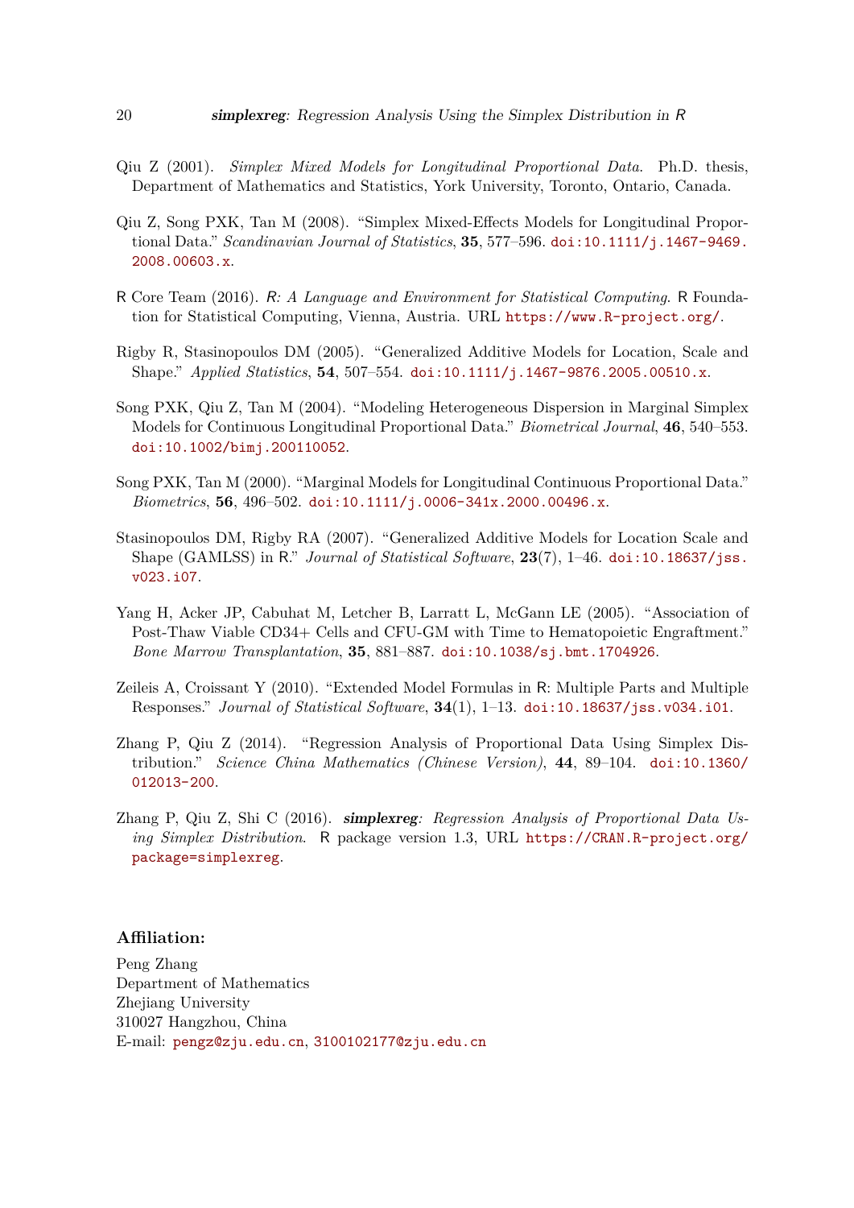Qiu Z (2001). *Simplex Mixed Models for Longitudinal Proportional Data*. Ph.D. thesis, Department of Mathematics and Statistics, York University, Toronto, Ontario, Canada.

Qiu Z, Song PXK, Tan M (2008). "Simplex Mixed-Effects Models for Longitudinal Proportional Data." *Scandinavian Journal of Statistics*, **35**, 577–596. doi:10.1111/j.1467-9469.2008.00603.x.

R Core Team (2016). *R: A Language and Environment for Statistical Computing*. R Foundation for Statistical Computing, Vienna, Austria. URL https://www.R-project.org/.

Rigby R, Stasinopoulos DM (2005). "Generalized Additive Models for Location, Scale and Shape." *Applied Statistics*, **54**, 507–554. doi:10.1111/j.1467-9876.2005.00510.x.

Song PXK, Qiu Z, Tan M (2004). "Modeling Heterogeneous Dispersion in Marginal Simplex Models for Continuous Longitudinal Proportional Data." *Biometrical Journal*, **46**, 540–553. doi:10.1002/bimj.200110052.

Song PXK, Tan M (2000). "Marginal Models for Longitudinal Continuous Proportional Data." *Biometrics*, **56**, 496–502. doi:10.1111/j.0006-341x.2000.00496.x.

Stasinopoulos DM, Rigby RA (2007). "Generalized Additive Models for Location Scale and Shape (GAMLSS) in R." *Journal of Statistical Software*, **23**(7), 1–46. doi:10.18637/jss.v023.i07.

Yang H, Acker JP, Cabuhat M, Letcher B, Larratt L, McGann LE (2005). "Association of Post-Thaw Viable CD34+ Cells and CFU-GM with Time to Hematopoietic Engraftment." *Bone Marrow Transplantation*, **35**, 881–887. doi:10.1038/sj.bmt.1704926.

Zeileis A, Croissant Y (2010). "Extended Model Formulas in R: Multiple Parts and Multiple Responses." *Journal of Statistical Software*, **34**(1), 1–13. doi:10.18637/jss.v034.i01.

Zhang P, Qiu Z (2014). "Regression Analysis of Proportional Data Using Simplex Distribution." *Science China Mathematics (Chinese Version)*, **44**, 89–104. doi:10.1360/012013-200.

Zhang P, Qiu Z, Shi C (2016). ***simplexreg**: Regression Analysis of Proportional Data Using Simplex Distribution*. R package version 1.3, URL https://CRAN.R-project.org/package=simplexreg.

**Affiliation:**

Peng Zhang
Department of Mathematics
Zhejiang University
310027 Hangzhou, China
E-mail: pengz@zju.edu.cn, 3100102177@zju.edu.cn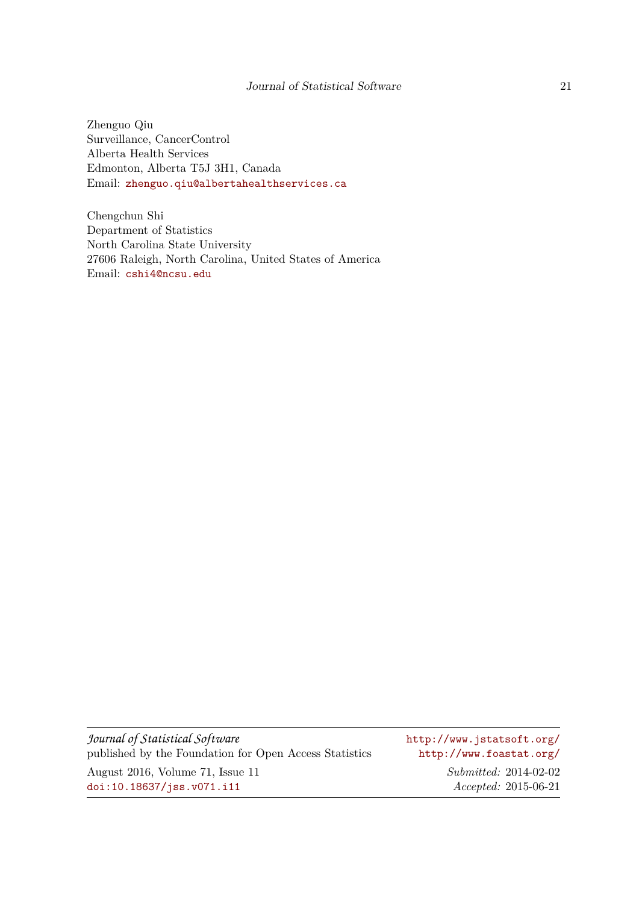Zhenguo Qiu
Surveillance, CancerControl
Alberta Health Services
Edmonton, Alberta T5J 3H1, Canada
Email: zhenguo.qiu@albertahealthservices.ca

Chengchun Shi
Department of Statistics
North Carolina State University
27606 Raleigh, North Carolina, United States of America
Email: cshi4@ncsu.edu

*Journal of Statistical Software* http://www.jstatsoft.org/
published by the Foundation for Open Access Statistics http://www.foastat.org/
August 2016, Volume 71, Issue 11 *Submitted:* 2014-02-02
doi:10.18637/jss.v071.i11 *Accepted:* 2015-06-21